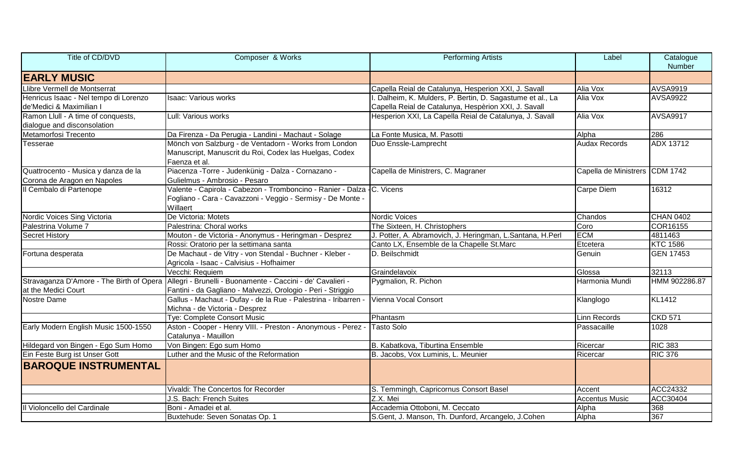| Title of CD/DVD | Composer & Works | Performing Artists | Label | Catalogue Number |
|---|---|---|---|---|
| **EARLY MUSIC** | | | | |
| Llibre Vermell de Montserrat | | Capella Reial de Catalunya, Hesperion XXI, J. Savall | Alia Vox | AVSA9919 |
| Henricus Isaac - Nel tempo di Lorenzo de'Medici & Maximilian I | Isaac: Various works | I. Dalheim, K. Mulders, P. Bertin, D. Sagastume et al., La Capella Reial de Catalunya, Hespèrion XXI, J. Savall | Alia Vox | AVSA9922 |
| Ramon Llull - A time of conquests, dialogue and disconsolation | Lull: Various works | Hesperion XXI, La Capella Reial de Catalunya, J. Savall | Alia Vox | AVSA9917 |
| Metamorfosi Trecento | Da Firenza - Da Perugia - Landini - Machaut - Solage | La Fonte Musica, M. Pasotti | Alpha | 286 |
| Tesserae | Mönch von Salzburg - de Ventadorn - Works from London Manuscript, Manuscrit du Roi, Codex las Huelgas, Codex Faenza et al. | Duo Enssle-Lamprecht | Audax Records | ADX 13712 |
| Quattrocento - Musica y danza de la Corona de Aragon en Napoles | Piacenza -Torre - Judenkünig - Dalza - Cornazano - Gulielmus - Ambrosio - Pesaro | Capella de Ministrers, C. Magraner | Capella de Ministrers | CDM 1742 |
| Il Cembalo di Partenope | Valente - Capirola - Cabezon - Tromboncino - Ranier - Dalza - Fogliano - Cara - Cavazzoni - Veggio - Sermisy - De Monte - Willaert | C. Vicens | Carpe Diem | 16312 |
| Nordic Voices Sing Victoria | De Victoria: Motets | Nordic Voices | Chandos | CHAN 0402 |
| Palestrina Volume 7 | Palestrina: Choral works | The Sixteen, H. Christophers | Coro | COR16155 |
| Secret History | Mouton - de Victoria - Anonymus - Heringman - Desprez | J. Potter, A. Abramovich, J. Heringman, L.Santana, H.Perl | ECM | 4811463 |
| | Rossi: Oratorio per la settimana santa | Canto LX, Ensemble de la Chapelle St.Marc | Etcetera | KTC 1586 |
| Fortuna desperata | De Machaut - de Vitry - von Stendal - Buchner - Kleber - Agricola - Isaac - Calvisius - Hofhaimer | D. Beilschmidt | Genuin | GEN 17453 |
| | Vecchi: Requiem | Graindelavoix | Glossa | 32113 |
| Stravaganza D'Amore - The Birth of Opera at the Medici Court | Allegri - Brunelli - Buonamente - Caccini - de' Cavalieri - Fantini - da Gagliano - Malvezzi, Orologio - Peri - Striggio | Pygmalion, R. Pichon | Harmonia Mundi | HMM 902286.87 |
| Nostre Dame | Gallus - Machaut - Dufay - de la Rue - Palestrina - Iribarren - Michna - de Victoria - Desprez | Vienna Vocal Consort | Klanglogo | KL1412 |
| | Tye: Complete Consort Music | Phantasm | Linn Records | CKD 571 |
| Early Modern English Music 1500-1550 | Aston - Cooper - Henry VIII. - Preston - Anonymous - Perez - Catalunya - Mauillon | Tasto Solo | Passacaille | 1028 |
| Hildegard von Bingen - Ego Sum Homo | Von Bingen: Ego sum Homo | B. Kabatkova, Tiburtina Ensemble | Ricercar | RIC 383 |
| Ein Feste Burg ist Unser Gott | Luther and the Music of the Reformation | B. Jacobs, Vox Luminis, L. Meunier | Ricercar | RIC 376 |
| **BAROQUE INSTRUMENTAL** | | | | |
| | Vivaldi: The Concertos for Recorder | S. Temmingh, Capricornus Consort Basel | Accent | ACC24332 |
| | J.S. Bach: French Suites | Z.X. Mei | Accentus Music | ACC30404 |
| Il Violoncello del Cardinale | Boni - Amadei et al. | Accademia Ottoboni, M. Ceccato | Alpha | 368 |
| | Buxtehude: Seven Sonatas Op. 1 | S.Gent, J. Manson, Th. Dunford, Arcangelo, J.Cohen | Alpha | 367 |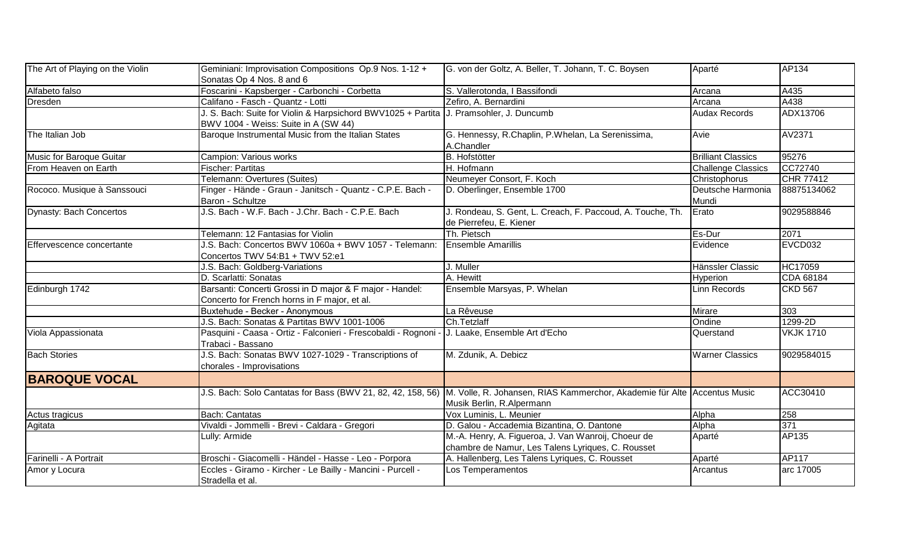| | | | | |
|---|---|---|---|---|
| The Art of Playing on the Violin | Geminiani: Improvisation Compositions Op.9 Nos. 1-12 + Sonatas Op 4 Nos. 8 and 6 | G. von der Goltz, A. Beller, T. Johann, T. C. Boysen | Aparté | AP134 |
| Alfabeto falso | Foscarini - Kapsberger - Carbonchi - Corbetta | S. Vallerotonda, I Bassifondi | Arcana | A435 |
| Dresden | Califano - Fasch - Quantz - Lotti | Zefiro, A. Bernardini | Arcana | A438 |
| | J. S. Bach: Suite for Violin & Harpsichord BWV1025 + Partita BWV 1004 - Weiss: Suite in A (SW 44) | J. Pramsohler, J. Duncumb | Audax Records | ADX13706 |
| The Italian Job | Baroque Instrumental Music from the Italian States | G. Hennessy, R.Chaplin, P.Whelan, La Serenissima, A.Chandler | Avie | AV2371 |
| Music for Baroque Guitar | Campion: Various works | B. Hofstötter | Brilliant Classics | 95276 |
| From Heaven on Earth | Fischer: Partitas | H. Hofmann | Challenge Classics | CC72740 |
| | Telemann: Overtures (Suites) | Neumeyer Consort, F. Koch | Christophorus | CHR 77412 |
| Rococo. Musique à Sanssouci | Finger - Hände - Graun - Janitsch - Quantz - C.P.E. Bach - Baron - Schultze | D. Oberlinger, Ensemble 1700 | Deutsche Harmonia Mundi | 88875134062 |
| Dynasty: Bach Concertos | J.S. Bach - W.F. Bach - J.Chr. Bach - C.P.E. Bach | J. Rondeau, S. Gent, L. Creach, F. Paccoud, A. Touche, Th. de Pierrefeu, E. Kiener | Erato | 9029588846 |
| | Telemann: 12 Fantasias for Violin | Th. Pietsch | Es-Dur | 2071 |
| Effervescence concertante | J.S. Bach: Concertos BWV 1060a + BWV 1057 - Telemann: Concertos TWV 54:B1 + TWV 52:e1 | Ensemble Amarillis | Evidence | EVCD032 |
| | J.S. Bach: Goldberg-Variations | J. Muller | Hänssler Classic | HC17059 |
| | D. Scarlatti: Sonatas | A. Hewitt | Hyperion | CDA 68184 |
| Edinburgh 1742 | Barsanti: Concerti Grossi in D major & F major - Handel: Concerto for French horns in F major, et al. | Ensemble Marsyas, P. Whelan | Linn Records | CKD 567 |
| | Buxtehude - Becker - Anonymous | La Rêveuse | Mirare | 303 |
| | J.S. Bach: Sonatas & Partitas BWV 1001-1006 | Ch.Tetzlaff | Ondine | 1299-2D |
| Viola Appassionata | Pasquini - Caasa - Ortiz - Falconieri - Frescobaldi - Rognoni - Trabaci - Bassano | J. Laake, Ensemble Art d'Echo | Querstand | VKJK 1710 |
| Bach Stories | J.S. Bach: Sonatas BWV 1027-1029 - Transcriptions of chorales - Improvisations | M. Zdunik, A. Debicz | Warner Classics | 9029584015 |
| **BAROQUE VOCAL** | | | | |
| | J.S. Bach: Solo Cantatas for Bass (BWV 21, 82, 42, 158, 56) | M. Volle, R. Johansen, RIAS Kammerchor, Akademie für Alte Musik Berlin, R.Alpermann | Accentus Music | ACC30410 |
| Actus tragicus | Bach: Cantatas | Vox Luminis, L. Meunier | Alpha | 258 |
| Agitata | Vivaldi - Jommelli - Brevi - Caldara - Gregori | D. Galou - Accademia Bizantina, O. Dantone | Alpha | 371 |
| | Lully: Armide | M.-A. Henry, A. Figueroa, J. Van Wanroij, Choeur de chambre de Namur, Les Talens Lyriques, C. Rousset | Aparté | AP135 |
| Farinelli - A Portrait | Broschi - Giacomelli - Händel - Hasse - Leo - Porpora | A. Hallenberg, Les Talens Lyriques, C. Rousset | Aparté | AP117 |
| Amor y Locura | Eccles - Giramo - Kircher - Le Bailly - Mancini - Purcell - Stradella et al. | Los Temperamentos | Arcantus | arc 17005 |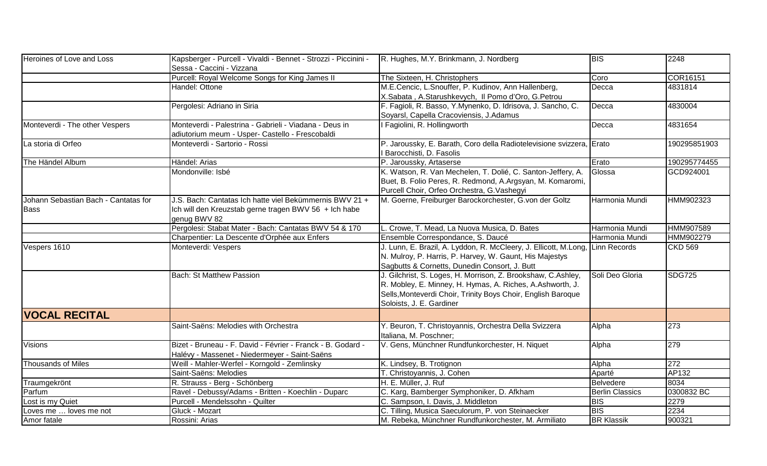| | | | | |
|---|---|---|---|---|
| Heroines of Love and Loss | Kapsberger - Purcell - Vivaldi - Bennet - Strozzi - Piccinini - Sessa - Caccini - Vizzana | R. Hughes, M.Y. Brinkmann, J. Nordberg | BIS | 2248 |
| | Purcell: Royal Welcome Songs for King James II | The Sixteen, H. Christophers | Coro | COR16151 |
| | Handel: Ottone | M.E.Cencic, L.Snouffer, P. Kudinov, Ann Hallenberg, X.Sabata , A.Starushkevych, Il Pomo d'Oro, G.Petrou | Decca | 4831814 |
| | Pergolesi: Adriano in Siria | F. Fagioli, R. Basso, Y.Mynenko, D. Idrisova, J. Sancho, C. Soyarsl, Capella Cracoviensis, J.Adamus | Decca | 4830004 |
| Monteverdi - The other Vespers | Monteverdi - Palestrina - Gabrieli - Viadana - Deus in adiutorium meum - Usper- Castello - Frescobaldi | I Fagiolini, R. Hollingworth | Decca | 4831654 |
| La storia di Orfeo | Monteverdi - Sartorio - Rossi | P. Jaroussky, E. Barath, Coro della Radiotelevisione svizzera, I Barocchisti, D. Fasolis | Erato | 190295851903 |
| The Händel Album | Händel: Arias | P. Jaroussky, Artaserse | Erato | 190295774455 |
| | Mondonville: Isbé | K. Watson, R. Van Mechelen, T. Dolié, C. Santon-Jeffery, A. Buet, B. Folio Peres, R. Redmond, A.Argsyan, M. Komaromi, Purcell Choir, Orfeo Orchestra, G.Vashegyi | Glossa | GCD924001 |
| Johann Sebastian Bach - Cantatas for Bass | J.S. Bach: Cantatas Ich hatte viel Bekümmernis BWV 21 + Ich will den Kreuzstab gerne tragen BWV 56 + Ich habe genug BWV 82 | M. Goerne, Freiburger Barockorchester, G.von der Goltz | Harmonia Mundi | HMM902323 |
| | Pergolesi: Stabat Mater - Bach: Cantatas BWV 54 & 170 | L. Crowe, T. Mead, La Nuova Musica, D. Bates | Harmonia Mundi | HMM907589 |
| | Charpentier: La Descente d'Orphée aux Enfers | Ensemble Correspondance, S. Daucé | Harmonia Mundi | HMM902279 |
| Vespers 1610 | Monteverdi: Vespers | J. Lunn, E. Brazil, A. Lyddon, R. McCleery, J. Ellicott, M.Long, N. Mulroy, P. Harris, P. Harvey, W. Gaunt, His Majestys Sagbutts & Cornetts, Dunedin Consort, J. Butt | Linn Records | CKD 569 |
| | Bach: St Matthew Passion | J. Gilchrist, S. Loges, H. Morrison, Z. Brookshaw, C.Ashley, R. Mobley, E. Minney, H. Hymas, A. Riches, A.Ashworth, J. Sells,Monteverdi Choir, Trinity Boys Choir, English Baroque Soloists, J. E. Gardiner | Soli Deo Gloria | SDG725 |
| **VOCAL RECITAL** | | | | |
| | Saint-Saëns: Melodies with Orchestra | Y. Beuron, T. Christoyannis, Orchestra Della Svizzera Italiana, M. Poschner; | Alpha | 273 |
| Visions | Bizet - Bruneau - F. David - Février - Franck - B. Godard - Halévy - Massenet - Niedermeyer - Saint-Saëns | V. Gens, Münchner Rundfunkorchester, H. Niquet | Alpha | 279 |
| Thousands of Miles | Weill - Mahler-Werfel - Korngold - Zemlinsky | K. Lindsey, B. Trotignon | Alpha | 272 |
| | Saint-Saëns: Melodies | T. Christoyannis, J. Cohen | Aparté | AP132 |
| Traumgekrönt | R. Strauss - Berg - Schönberg | H. E. Müller, J. Ruf | Belvedere | 8034 |
| Parfum | Ravel - Debussy/Adams - Britten - Koechlin - Duparc | C. Karg, Bamberger Symphoniker, D. Afkham | Berlin Classics | 0300832 BC |
| Lost is my Quiet | Purcell - Mendelssohn - Quilter | C. Sampson, I. Davis, J. Middleton | BIS | 2279 |
| Loves me … loves me not | Gluck - Mozart | C. Tilling, Musica Saeculorum, P. von Steinaecker | BIS | 2234 |
| Amor fatale | Rossini: Arias | M. Rebeka, Münchner Rundfunkorchester, M. Armiliato | BR Klassik | 900321 |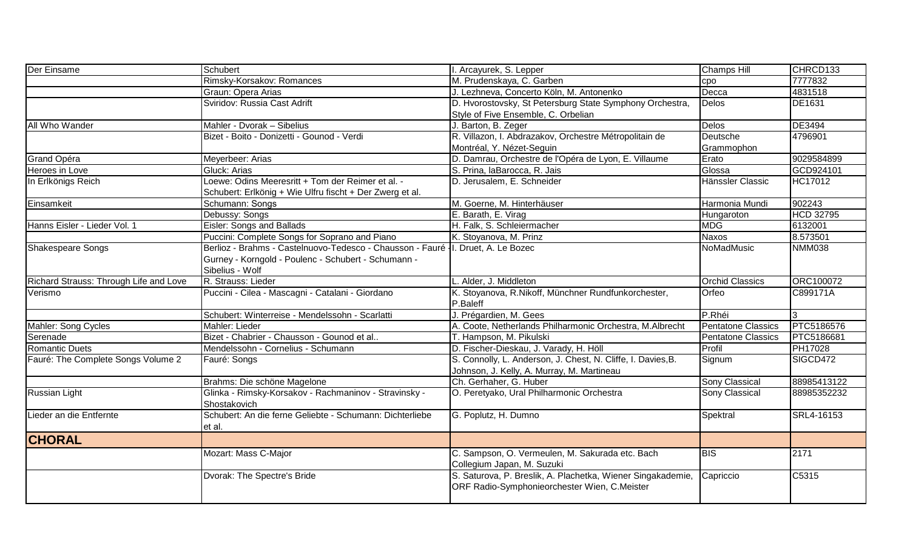| | | | | |
|---|---|---|---|---|
| Der Einsame | Schubert | I. Arcayurek, S. Lepper | Champs Hill | CHRCD133 |
| | Rimsky-Korsakov: Romances | M. Prudenskaya, C. Garben | cpo | 7777832 |
| | Graun: Opera Arias | J. Lezhneva, Concerto Köln, M. Antonenko | Decca | 4831518 |
| | Sviridov: Russia Cast Adrift | D. Hvorostovsky, St Petersburg State Symphony Orchestra, Style of Five Ensemble, C. Orbelian | Delos | DE1631 |
| All Who Wander | Mahler - Dvorak – Sibelius | J. Barton, B. Zeger | Delos | DE3494 |
| | Bizet - Boito - Donizetti - Gounod - Verdi | R. Villazon, I. Abdrazakov, Orchestre Métropolitain de Montréal, Y. Nézet-Seguin | Deutsche Grammophon | 4796901 |
| Grand Opéra | Meyerbeer: Arias | D. Damrau, Orchestre de l'Opéra de Lyon, E. Villaume | Erato | 9029584899 |
| Heroes in Love | Gluck: Arias | S. Prina, laBarocca, R. Jais | Glossa | GCD924101 |
| In Erlkönigs Reich | Loewe: Odins Meeresritt + Tom der Reimer et al. - Schubert: Erlkönig + Wie Ulfru fischt + Der Zwerg et al. | D. Jerusalem, E. Schneider | Hänssler Classic | HC17012 |
| Einsamkeit | Schumann: Songs | M. Goerne, M. Hinterhäuser | Harmonia Mundi | 902243 |
| | Debussy: Songs | E. Barath, E. Virag | Hungaroton | HCD 32795 |
| Hanns Eisler - Lieder Vol. 1 | Eisler: Songs and Ballads | H. Falk, S. Schleiermacher | MDG | 6132001 |
| | Puccini: Complete Songs for Soprano and Piano | K. Stoyanova, M. Prinz | Naxos | 8.573501 |
| Shakespeare Songs | Berlioz - Brahms - Castelnuovo-Tedesco - Chausson - Fauré - Gurney - Korngold - Poulenc - Schubert - Schumann - Sibelius - Wolf | I. Druet, A. Le Bozec | NoMadMusic | NMM038 |
| Richard Strauss: Through Life and Love | R. Strauss: Lieder | L. Alder, J. Middleton | Orchid Classics | ORC100072 |
| Verismo | Puccini - Cilea - Mascagni - Catalani - Giordano | K. Stoyanova, R.Nikoff, Münchner Rundfunkorchester, P.Baleff | Orfeo | C899171A |
| | Schubert: Winterreise - Mendelssohn - Scarlatti | J. Prégardien, M. Gees | P.Rhéi | 3 |
| Mahler: Song Cycles | Mahler: Lieder | A. Coote, Netherlands Philharmonic Orchestra, M.Albrecht | Pentatone Classics | PTC5186576 |
| Serenade | Bizet - Chabrier - Chausson - Gounod et al.. | T. Hampson, M. Pikulski | Pentatone Classics | PTC5186681 |
| Romantic Duets | Mendelssohn - Cornelius - Schumann | D. Fischer-Dieskau, J. Varady, H. Höll | Profil | PH17028 |
| Fauré: The Complete Songs Volume 2 | Fauré: Songs | S. Connolly, L. Anderson, J. Chest, N. Cliffe, I. Davies,B. Johnson, J. Kelly, A. Murray, M. Martineau | Signum | SIGCD472 |
| | Brahms: Die schöne Magelone | Ch. Gerhaher, G. Huber | Sony Classical | 88985413122 |
| Russian Light | Glinka - Rimsky-Korsakov - Rachmaninov - Stravinsky - Shostakovich | O. Peretyako, Ural Philharmonic Orchestra | Sony Classical | 88985352232 |
| Lieder an die Entfernte | Schubert: An die ferne Geliebte - Schumann: Dichterliebe et al. | G. Poplutz, H. Dumno | Spektral | SRL4-16153 |
| **CHORAL** | | | | |
| | Mozart: Mass C-Major | C. Sampson, O. Vermeulen, M. Sakurada etc. Bach Collegium Japan, M. Suzuki | BIS | 2171 |
| | Dvorak: The Spectre's Bride | S. Saturova, P. Breslik, A. Plachetka, Wiener Singakademie, ORF Radio-Symphonieorchester Wien, C.Meister | Capriccio | C5315 |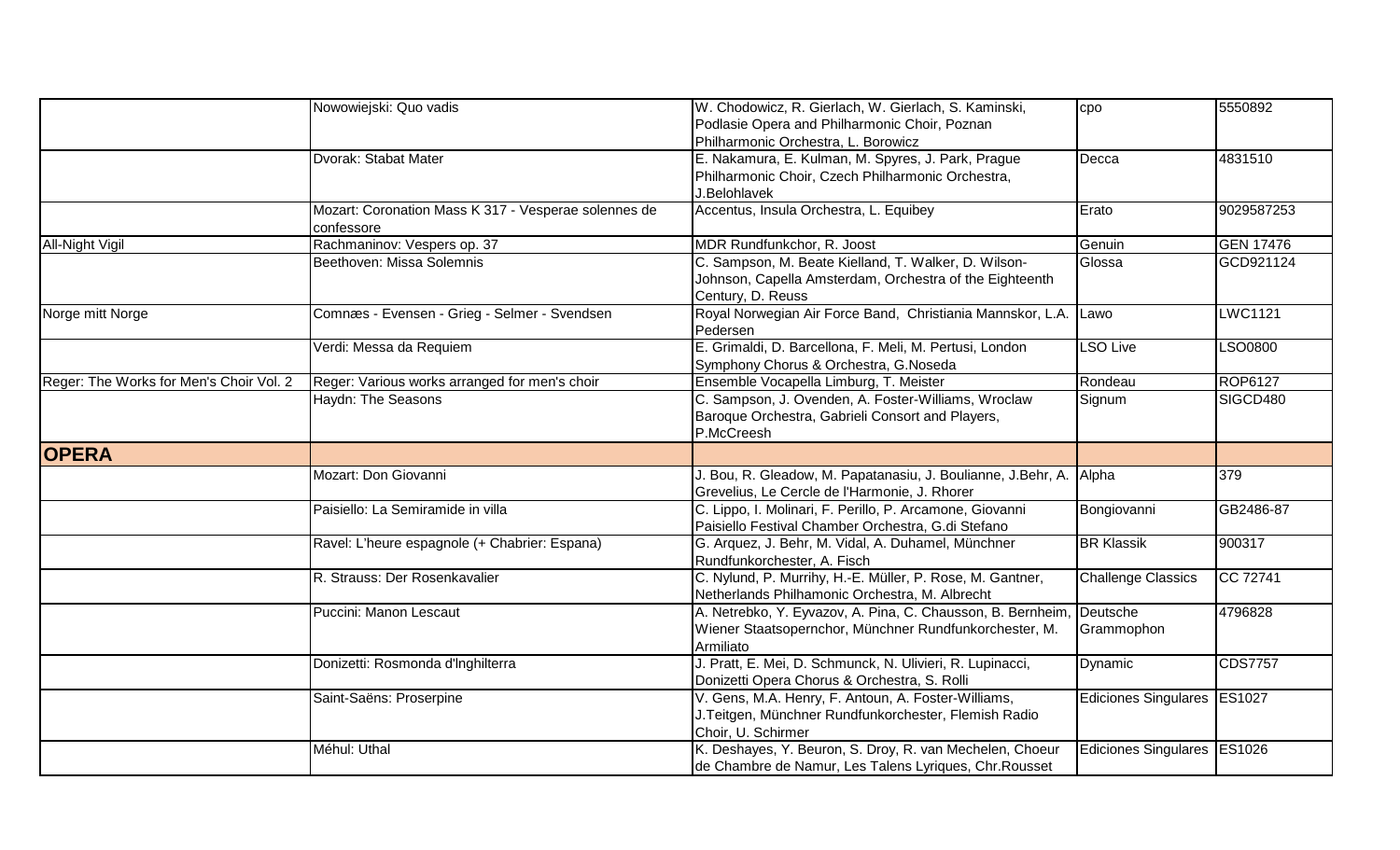| | | | | |
|---|---|---|---|---|
| | Nowowiejski: Quo vadis | W. Chodowicz, R. Gierlach, W. Gierlach, S. Kaminski, Podlasie Opera and Philharmonic Choir, Poznan Philharmonic Orchestra, L. Borowicz | cpo | 5550892 |
| | Dvorak: Stabat Mater | E. Nakamura, E. Kulman, M. Spyres, J. Park, Prague Philharmonic Choir, Czech Philharmonic Orchestra, J.Belohlavek | Decca | 4831510 |
| | Mozart: Coronation Mass K 317 - Vesperae solennes de confessore | Accentus, Insula Orchestra, L. Equibey | Erato | 9029587253 |
| All-Night Vigil | Rachmaninov: Vespers op. 37 | MDR Rundfunkchor, R. Joost | Genuin | GEN 17476 |
| | Beethoven: Missa Solemnis | C. Sampson, M. Beate Kielland, T. Walker, D. Wilson-Johnson, Capella Amsterdam, Orchestra of the Eighteenth Century, D. Reuss | Glossa | GCD921124 |
| Norge mitt Norge | Comnæs - Evensen - Grieg - Selmer - Svendsen | Royal Norwegian Air Force Band, Christiania Mannskor, L.A. Pedersen | Lawo | LWC1121 |
| | Verdi: Messa da Requiem | E. Grimaldi, D. Barcellona, F. Meli, M. Pertusi, London Symphony Chorus & Orchestra, G.Noseda | LSO Live | LSO0800 |
| Reger: The Works for Men's Choir Vol. 2 | Reger: Various works arranged for men's choir | Ensemble Vocapella Limburg, T. Meister | Rondeau | ROP6127 |
| | Haydn: The Seasons | C. Sampson, J. Ovenden, A. Foster-Williams, Wroclaw Baroque Orchestra, Gabrieli Consort and Players, P.McCreesh | Signum | SIGCD480 |
| **OPERA** | | | | |
| | Mozart: Don Giovanni | J. Bou, R. Gleadow, M. Papatanasiu, J. Boulianne, J.Behr, A. Grevelius, Le Cercle de l'Harmonie, J. Rhorer | Alpha | 379 |
| | Paisiello: La Semiramide in villa | C. Lippo, I. Molinari, F. Perillo, P. Arcamone, Giovanni Paisiello Festival Chamber Orchestra, G.di Stefano | Bongiovanni | GB2486-87 |
| | Ravel: L'heure espagnole (+ Chabrier: Espana) | G. Arquez, J. Behr, M. Vidal, A. Duhamel, Münchner Rundfunkorchester, A. Fisch | BR Klassik | 900317 |
| | R. Strauss: Der Rosenkavalier | C. Nylund, P. Murrihy, H.-E. Müller, P. Rose, M. Gantner, Netherlands Philhamonic Orchestra, M. Albrecht | Challenge Classics | CC 72741 |
| | Puccini: Manon Lescaut | A. Netrebko, Y. Eyvazov, A. Pina, C. Chausson, B. Bernheim, Wiener Staatsopernchor, Münchner Rundfunkorchester, M. Armiliato | Deutsche Grammophon | 4796828 |
| | Donizetti: Rosmonda d'Inghilterra | J. Pratt, E. Mei, D. Schmunck, N. Ulivieri, R. Lupinacci, Donizetti Opera Chorus & Orchestra, S. Rolli | Dynamic | CDS7757 |
| | Saint-Saëns: Proserpine | V. Gens, M.A. Henry, F. Antoun, A. Foster-Williams, J.Teitgen, Münchner Rundfunkorchester, Flemish Radio Choir, U. Schirmer | Ediciones Singulares | ES1027 |
| | Méhul: Uthal | K. Deshayes, Y. Beuron, S. Droy, R. van Mechelen, Choeur de Chambre de Namur, Les Talens Lyriques, Chr.Rousset | Ediciones Singulares | ES1026 |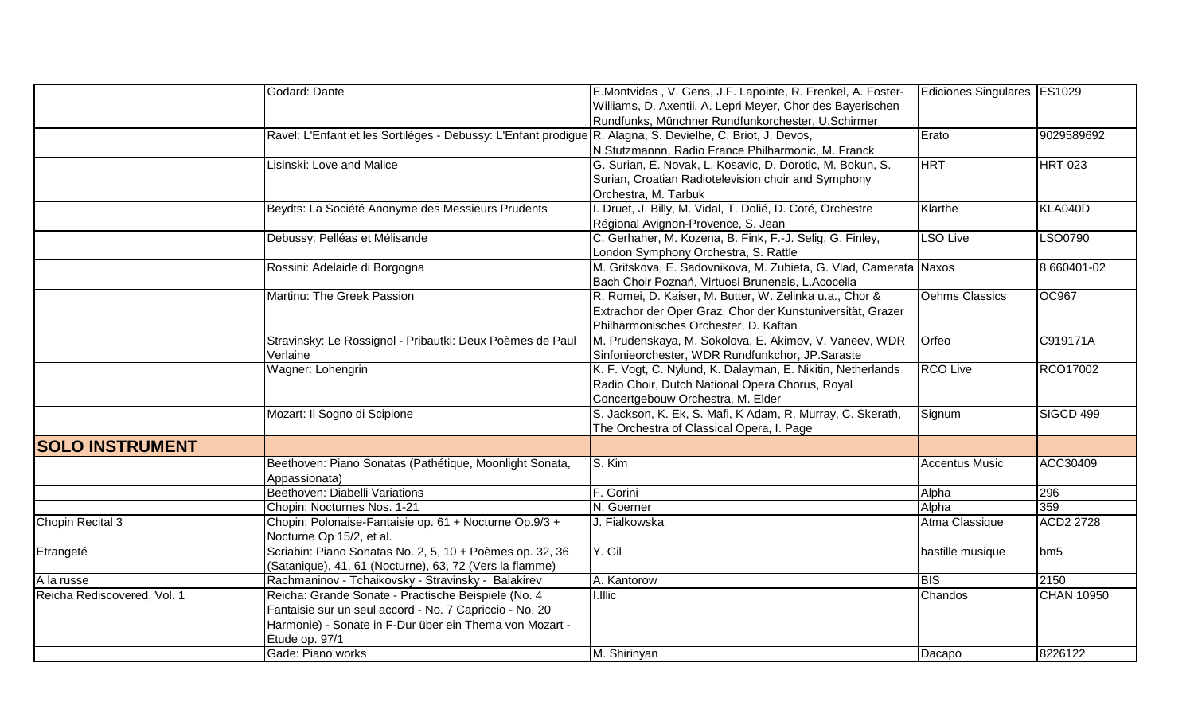| | | | | |
|---|---|---|---|---|
| | Godard: Dante | E.Montvidas , V. Gens, J.F. Lapointe, R. Frenkel, A. Foster-Williams, D. Axentii, A. Lepri Meyer, Chor des Bayerischen Rundfunks, Münchner Rundfunkorchester, U.Schirmer | Ediciones Singulares | ES1029 |
| | Ravel: L'Enfant et les Sortilèges - Debussy: L'Enfant prodigue | R. Alagna, S. Devielhe, C. Briot, J. Devos, N.Stutzmannn, Radio France Philharmonic, M. Franck | Erato | 9029589692 |
| | Lisinski: Love and Malice | G. Surian, E. Novak, L. Kosavic, D. Dorotic, M. Bokun, S. Surian, Croatian Radiotelevision choir and Symphony Orchestra, M. Tarbuk | HRT | HRT 023 |
| | Beydts: La Société Anonyme des Messieurs Prudents | I. Druet, J. Billy, M. Vidal, T. Dolié, D. Coté, Orchestre Régional Avignon-Provence, S. Jean | Klarthe | KLA040D |
| | Debussy: Pelléas et Mélisande | C. Gerhaher, M. Kozena, B. Fink, F.-J. Selig, G. Finley, London Symphony Orchestra, S. Rattle | LSO Live | LSO0790 |
| | Rossini: Adelaide di Borgogna | M. Gritskova, E. Sadovnikova, M. Zubieta, G. Vlad, Camerata Bach Choir Poznań, Virtuosi Brunensis, L.Acocella | Naxos | 8.660401-02 |
| | Martinu: The Greek Passion | R. Romei, D. Kaiser, M. Butter, W. Zelinka u.a., Chor & Extrachor der Oper Graz, Chor der Kunstuniversität, Grazer Philharmonisches Orchester, D. Kaftan | Oehms Classics | OC967 |
| | Stravinsky: Le Rossignol - Pribautki: Deux Poèmes de Paul Verlaine | M. Prudenskaya, M. Sokolova, E. Akimov, V. Vaneev, WDR Sinfonieorchester, WDR Rundfunkchor, JP.Saraste | Orfeo | C919171A |
| | Wagner: Lohengrin | K. F. Vogt, C. Nylund, K. Dalayman, E. Nikitin, Netherlands Radio Choir, Dutch National Opera Chorus, Royal Concertgebouw Orchestra, M. Elder | RCO Live | RCO17002 |
| | Mozart: Il Sogno di Scipione | S. Jackson, K. Ek, S. Mafi, K Adam, R. Murray, C. Skerath, The Orchestra of Classical Opera, I. Page | Signum | SIGCD 499 |
| **SOLO INSTRUMENT** | | | | |
| | Beethoven: Piano Sonatas (Pathétique, Moonlight Sonata, Appassionata) | S. Kim | Accentus Music | ACC30409 |
| | Beethoven: Diabelli Variations | F. Gorini | Alpha | 296 |
| | Chopin: Nocturnes Nos. 1-21 | N. Goerner | Alpha | 359 |
| Chopin Recital 3 | Chopin: Polonaise-Fantaisie op. 61 + Nocturne Op.9/3 + Nocturne Op 15/2, et al. | J. Fialkowska | Atma Classique | ACD2 2728 |
| Etrangeté | Scriabin: Piano Sonatas No. 2, 5, 10 + Poèmes op. 32, 36 (Satanique), 41, 61 (Nocturne), 63, 72 (Vers la flamme) | Y. Gil | bastille musique | bm5 |
| A la russe | Rachmaninov - Tchaikovsky - Stravinsky - Balakirev | A. Kantorow | BIS | 2150 |
| Reicha Rediscovered, Vol. 1 | Reicha: Grande Sonate - Practische Beispiele (No. 4 Fantaisie sur un seul accord - No. 7 Capriccio - No. 20 Harmonie) - Sonate in F-Dur über ein Thema von Mozart - Étude op. 97/1 | I.Illic | Chandos | CHAN 10950 |
| | Gade: Piano works | M. Shirinyan | Dacapo | 8226122 |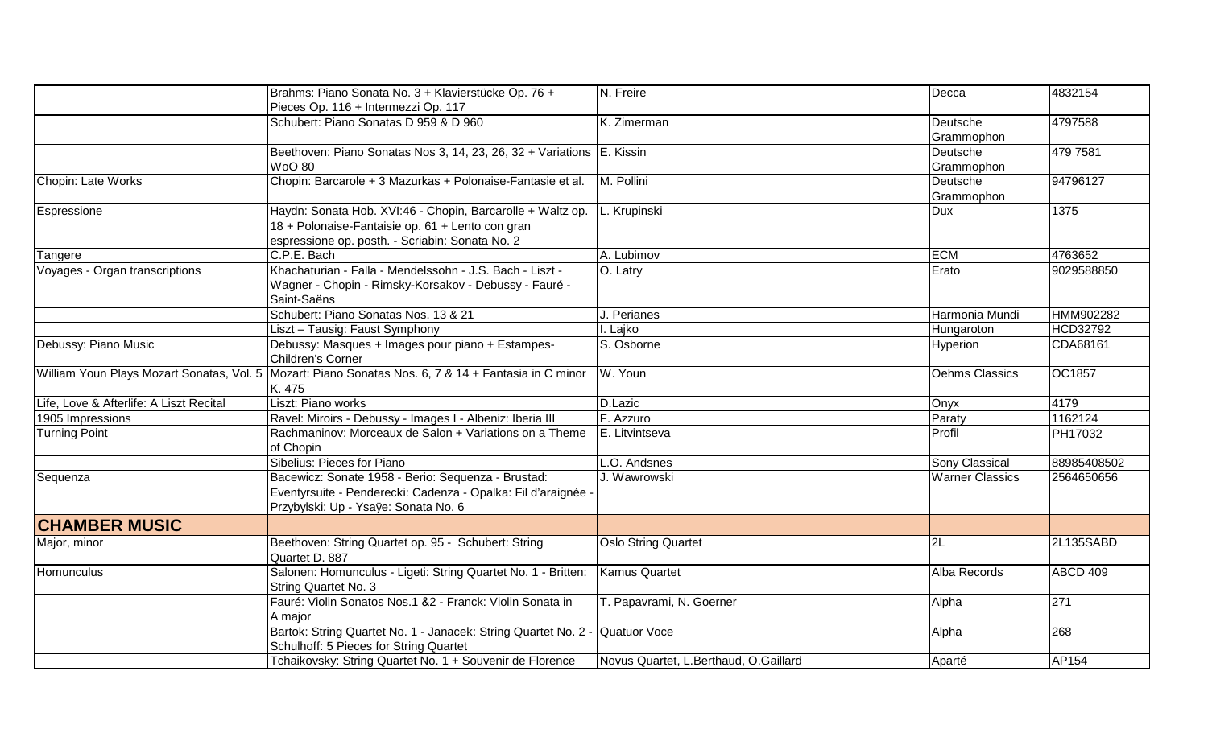| | | | | |
|---|---|---|---|---|
| | Brahms: Piano Sonata No. 3 + Klavierstücke Op. 76 + Pieces Op. 116 + Intermezzi Op. 117 | N. Freire | Decca | 4832154 |
| | Schubert: Piano Sonatas D 959 & D 960 | K. Zimerman | Deutsche Grammophon | 4797588 |
| | Beethoven: Piano Sonatas Nos 3, 14, 23, 26, 32 + Variations WoO 80 | E. Kissin | Deutsche Grammophon | 479 7581 |
| Chopin: Late Works | Chopin: Barcarole + 3 Mazurkas + Polonaise-Fantasie et al. | M. Pollini | Deutsche Grammophon | 94796127 |
| Espressione | Haydn: Sonata Hob. XVI:46 - Chopin, Barcarolle + Waltz op. 18 + Polonaise-Fantaisie op. 61 + Lento con gran espressione op. posth. - Scriabin: Sonata No. 2 | L. Krupinski | Dux | 1375 |
| Tangere | C.P.E. Bach | A. Lubimov | ECM | 4763652 |
| Voyages - Organ transcriptions | Khachaturian - Falla - Mendelssohn - J.S. Bach - Liszt - Wagner - Chopin - Rimsky-Korsakov - Debussy - Fauré - Saint-Saëns | O. Latry | Erato | 9029588850 |
| | Schubert: Piano Sonatas Nos. 13 & 21 | J. Perianes | Harmonia Mundi | HMM902282 |
| | Liszt – Tausig: Faust Symphony | I. Lajko | Hungaroton | HCD32792 |
| Debussy: Piano Music | Debussy: Masques + Images pour piano + Estampes-Children's Corner | S. Osborne | Hyperion | CDA68161 |
| William Youn Plays Mozart Sonatas, Vol. 5 | Mozart: Piano Sonatas Nos. 6, 7 & 14 + Fantasia in C minor K. 475 | W. Youn | Oehms Classics | OC1857 |
| Life, Love & Afterlife: A Liszt Recital | Liszt: Piano works | D.Lazic | Onyx | 4179 |
| 1905 Impressions | Ravel: Miroirs - Debussy - Images I - Albeniz: Iberia III | F. Azzuro | Paraty | 1162124 |
| Turning Point | Rachmaninov: Morceaux de Salon + Variations on a Theme of Chopin | E. Litvintseva | Profil | PH17032 |
| | Sibelius: Pieces for Piano | L.O. Andsnes | Sony Classical | 88985408502 |
| Sequenza | Bacewicz: Sonate 1958 - Berio: Sequenza - Brustad: Eventyrsuite - Penderecki: Cadenza - Opalka: Fil d'araignée - Przybylski: Up - Ysaÿe: Sonata No. 6 | J. Wawrowski | Warner Classics | 2564650656 |
| **CHAMBER MUSIC** | | | | |
| Major, minor | Beethoven: String Quartet op. 95 - Schubert: String Quartet D. 887 | Oslo String Quartet | 2L | 2L135SABD |
| Homunculus | Salonen: Homunculus - Ligeti: String Quartet No. 1 - Britten: String Quartet No. 3 | Kamus Quartet | Alba Records | ABCD 409 |
| | Fauré: Violin Sonatos Nos.1 &2 - Franck: Violin Sonata in A major | T. Papavrami, N. Goerner | Alpha | 271 |
| | Bartok: String Quartet No. 1 - Janacek: String Quartet No. 2 - Schulhoff: 5 Pieces for String Quartet | Quatuor Voce | Alpha | 268 |
| | Tchaikovsky: String Quartet No. 1 + Souvenir de Florence | Novus Quartet, L.Berthaud, O.Gaillard | Aparté | AP154 |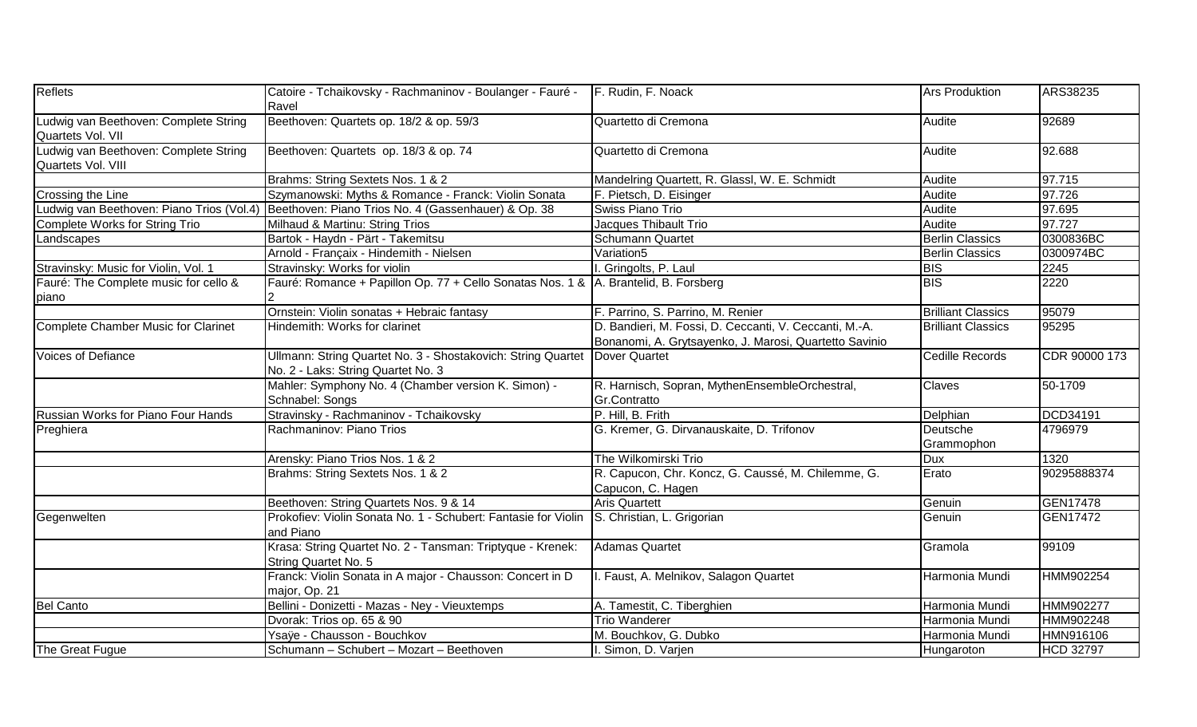| Reflets | Catoire - Tchaikovsky - Rachmaninov - Boulanger - Fauré - Ravel | F. Rudin, F. Noack | Ars Produktion | ARS38235 |
|---|---|---|---|---|
| Ludwig van Beethoven: Complete String Quartets Vol. VII | Beethoven: Quartets op. 18/2 & op. 59/3 | Quartetto di Cremona | Audite | 92689 |
| Ludwig van Beethoven: Complete String Quartets Vol. VIII | Beethoven: Quartets op. 18/3 & op. 74 | Quartetto di Cremona | Audite | 92.688 |
| | Brahms: String Sextets Nos. 1 & 2 | Mandelring Quartett, R. Glassl, W. E. Schmidt | Audite | 97.715 |
| Crossing the Line | Szymanowski: Myths & Romance - Franck: Violin Sonata | F. Pietsch, D. Eisinger | Audite | 97.726 |
| Ludwig van Beethoven: Piano Trios (Vol.4) | Beethoven: Piano Trios No. 4 (Gassenhauer) & Op. 38 | Swiss Piano Trio | Audite | 97.695 |
| Complete Works for String Trio | Milhaud & Martinu: String Trios | Jacques Thibault Trio | Audite | 97.727 |
| Landscapes | Bartok - Haydn - Pärt - Takemitsu | Schumann Quartet | Berlin Classics | 0300836BC |
| | Arnold - Françaix - Hindemith - Nielsen | Variation5 | Berlin Classics | 0300974BC |
| Stravinsky: Music for Violin, Vol. 1 | Stravinsky: Works for violin | I. Gringolts, P. Laul | BIS | 2245 |
| Fauré: The Complete music for cello & piano | Fauré: Romance + Papillon Op. 77 + Cello Sonatas Nos. 1 & 2 | A. Brantelid, B. Forsberg | BIS | 2220 |
| | Ornstein: Violin sonatas + Hebraic fantasy | F. Parrino, S. Parrino, M. Renier | Brilliant Classics | 95079 |
| Complete Chamber Music for Clarinet | Hindemith: Works for clarinet | D. Bandieri, M. Fossi, D. Ceccanti, V. Ceccanti, M.-A. Bonanomi, A. Grytsayenko, J. Marosi, Quartetto Savinio | Brilliant Classics | 95295 |
| Voices of Defiance | Ullmann: String Quartet No. 3 - Shostakovich: String Quartet No. 2 - Laks: String Quartet No. 3 | Dover Quartet | Cedille Records | CDR 90000 173 |
| | Mahler: Symphony No. 4 (Chamber version K. Simon) - Schnabel: Songs | R. Harnisch, Sopran, MythenEnsembleOrchestral, Gr.Contratto | Claves | 50-1709 |
| Russian Works for Piano Four Hands | Stravinsky - Rachmaninov - Tchaikovsky | P. Hill, B. Frith | Delphian | DCD34191 |
| Preghiera | Rachmaninov: Piano Trios | G. Kremer, G. Dirvanauskaite, D. Trifonov | Deutsche Grammophon | 4796979 |
| | Arensky: Piano Trios Nos. 1 & 2 | The Wilkomirski Trio | Dux | 1320 |
| | Brahms: String Sextets Nos. 1 & 2 | R. Capucon, Chr. Koncz, G. Caussé, M. Chilemme, G. Capucon, C. Hagen | Erato | 90295888374 |
| | Beethoven: String Quartets Nos. 9 & 14 | Aris Quartett | Genuin | GEN17478 |
| Gegenwelten | Prokofiev: Violin Sonata No. 1 - Schubert: Fantasie for Violin and Piano | S. Christian, L. Grigorian | Genuin | GEN17472 |
| | Krasa: String Quartet No. 2 - Tansman: Triptyque - Krenek: String Quartet No. 5 | Adamas Quartet | Gramola | 99109 |
| | Franck: Violin Sonata in A major - Chausson: Concert in D major, Op. 21 | I. Faust, A. Melnikov, Salagon Quartet | Harmonia Mundi | HMM902254 |
| Bel Canto | Bellini - Donizetti - Mazas - Ney - Vieuxtemps | A. Tamestit, C. Tiberghien | Harmonia Mundi | HMM902277 |
| | Dvorak: Trios op. 65 & 90 | Trio Wanderer | Harmonia Mundi | HMM902248 |
| | Ysaÿe - Chausson - Bouchkov | M. Bouchkov, G. Dubko | Harmonia Mundi | HMN916106 |
| The Great Fugue | Schumann – Schubert – Mozart – Beethoven | I. Simon, D. Varjen | Hungaroton | HCD 32797 |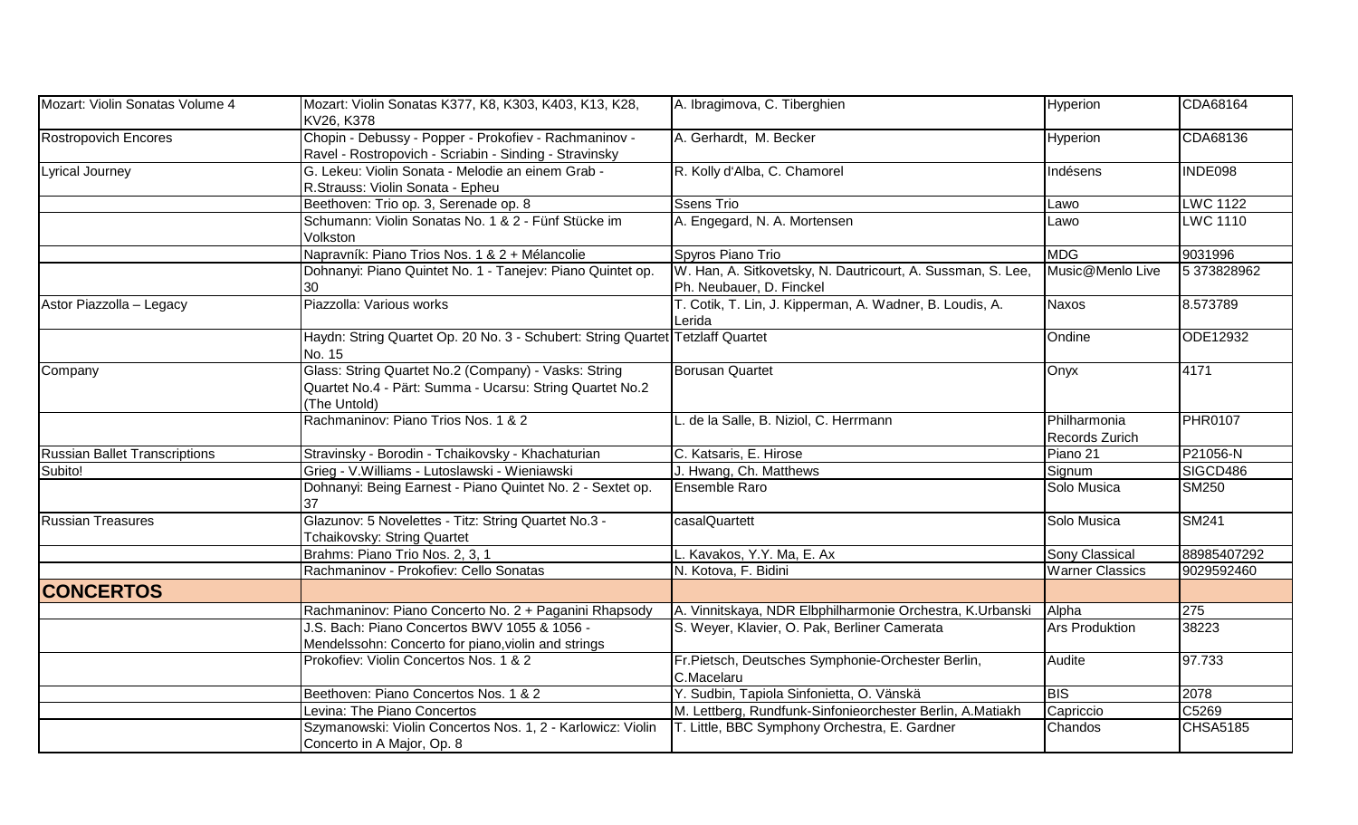| | | | | |
|---|---|---|---|---|
| Mozart: Violin Sonatas Volume 4 | Mozart: Violin Sonatas K377, K8, K303, K403, K13, K28, KV26, K378 | A. Ibragimova, C. Tiberghien | Hyperion | CDA68164 |
| Rostropovich Encores | Chopin - Debussy - Popper - Prokofiev - Rachmaninov - Ravel - Rostropovich - Scriabin - Sinding - Stravinsky | A. Gerhardt, M. Becker | Hyperion | CDA68136 |
| Lyrical Journey | G. Lekeu: Violin Sonata - Melodie an einem Grab - R.Strauss: Violin Sonata - Epheu | R. Kolly d'Alba, C. Chamorel | Indésens | INDE098 |
| | Beethoven: Trio op. 3, Serenade op. 8 | Ssens Trio | Lawo | LWC 1122 |
| | Schumann: Violin Sonatas No. 1 & 2 - Fünf Stücke im Volkston | A. Engegard, N. A. Mortensen | Lawo | LWC 1110 |
| | Napravník: Piano Trios Nos. 1 & 2 + Mélancolie | Spyros Piano Trio | MDG | 9031996 |
| | Dohnanyi: Piano Quintet No. 1 - Tanejev: Piano Quintet op. 30 | W. Han, A. Sitkovetsky, N. Dautricourt, A. Sussman, S. Lee, Ph. Neubauer, D. Finckel | Music@Menlo Live | 5 373828962 |
| Astor Piazzolla – Legacy | Piazzolla: Various works | T. Cotik, T. Lin, J. Kipperman, A. Wadner, B. Loudis, A. Lerida | Naxos | 8.573789 |
| | Haydn: String Quartet Op. 20 No. 3 - Schubert: String Quartet No. 15 | Tetzlaff Quartet | Ondine | ODE12932 |
| Company | Glass: String Quartet No.2 (Company) - Vasks: String Quartet No.4 - Pärt: Summa - Ucarsu: String Quartet No.2 (The Untold) | Borusan Quartet | Onyx | 4171 |
| | Rachmaninov: Piano Trios Nos. 1 & 2 | L. de la Salle, B. Niziol, C. Herrmann | Philharmonia Records Zurich | PHR0107 |
| Russian Ballet Transcriptions | Stravinsky - Borodin - Tchaikovsky - Khachaturian | C. Katsaris, E. Hirose | Piano 21 | P21056-N |
| Subito! | Grieg - V.Williams - Lutoslawski - Wieniawski | J. Hwang, Ch. Matthews | Signum | SIGCD486 |
| | Dohnanyi: Being Earnest - Piano Quintet No. 2 - Sextet op. 37 | Ensemble Raro | Solo Musica | SM250 |
| Russian Treasures | Glazunov: 5 Novelettes - Titz: String Quartet No.3 - Tchaikovsky: String Quartet | casalQuartett | Solo Musica | SM241 |
| | Brahms: Piano Trio Nos. 2, 3, 1 | L. Kavakos, Y.Y. Ma, E. Ax | Sony Classical | 88985407292 |
| | Rachmaninov - Prokofiev: Cello Sonatas | N. Kotova, F. Bidini | Warner Classics | 9029592460 |
| **CONCERTOS** | | | | |
| | Rachmaninov: Piano Concerto No. 2 + Paganini Rhapsody | A. Vinnitskaya, NDR Elbphilharmonie Orchestra, K.Urbanski | Alpha | 275 |
| | J.S. Bach: Piano Concertos BWV 1055 & 1056 - Mendelssohn: Concerto for piano,violin and strings | S. Weyer, Klavier, O. Pak, Berliner Camerata | Ars Produktion | 38223 |
| | Prokofiev: Violin Concertos Nos. 1 & 2 | Fr.Pietsch, Deutsches Symphonie-Orchester Berlin, C.Macelaru | Audite | 97.733 |
| | Beethoven: Piano Concertos Nos. 1 & 2 | Y. Sudbin, Tapiola Sinfonietta, O. Vänskä | BIS | 2078 |
| | Levina: The Piano Concertos | M. Lettberg, Rundfunk-Sinfonieorchester Berlin, A.Matiakh | Capriccio | C5269 |
| | Szymanowski: Violin Concertos Nos. 1, 2 - Karlowicz: Violin Concerto in A Major, Op. 8 | T. Little, BBC Symphony Orchestra, E. Gardner | Chandos | CHSA5185 |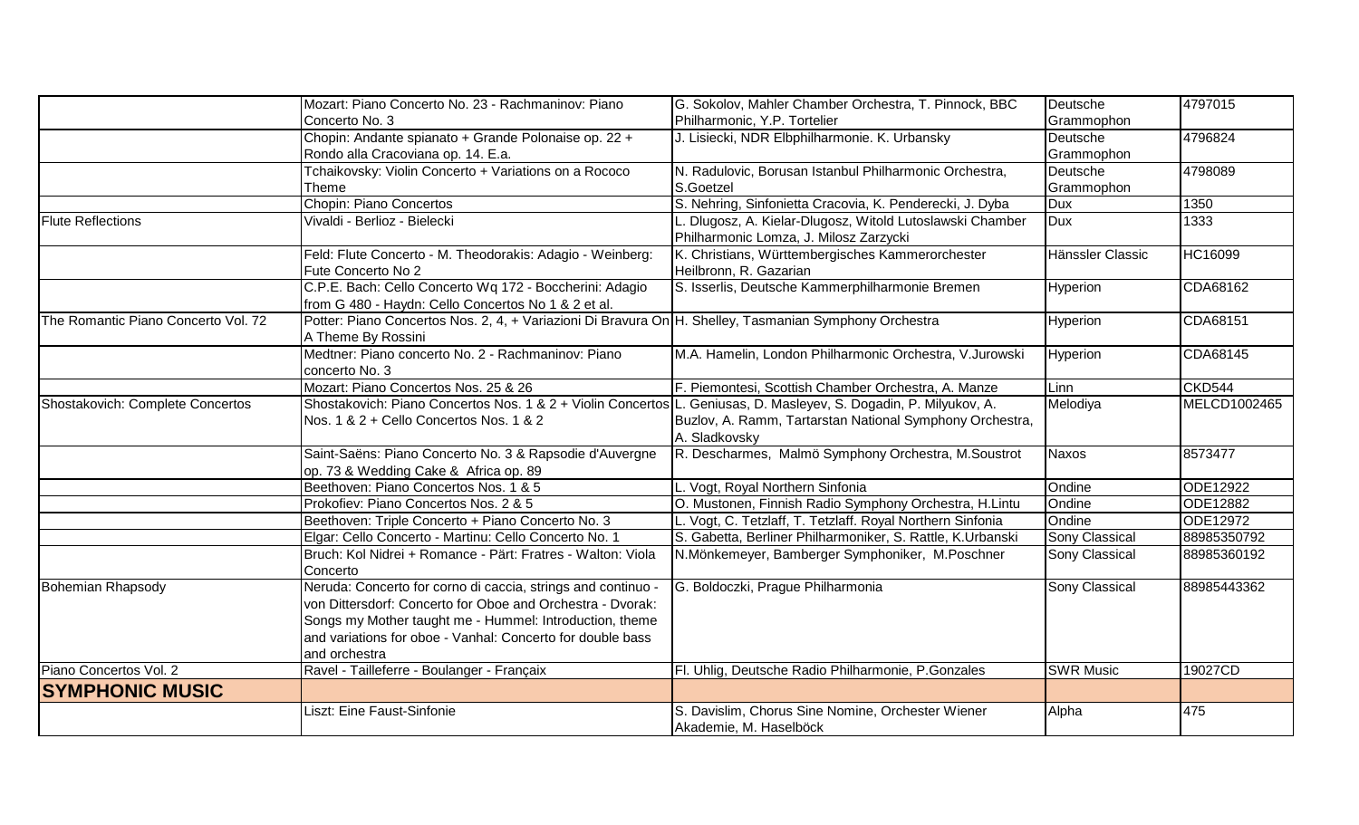| | | | | |
|---|---|---|---|---|
| | Mozart: Piano Concerto No. 23 - Rachmaninov: Piano Concerto No. 3 | G. Sokolov, Mahler Chamber Orchestra, T. Pinnock, BBC Philharmonic, Y.P. Tortelier | Deutsche Grammophon | 4797015 |
| | Chopin: Andante spianato + Grande Polonaise op. 22 + Rondo alla Cracoviana op. 14. E.a. | J. Lisiecki, NDR Elbphilharmonie. K. Urbansky | Deutsche Grammophon | 4796824 |
| | Tchaikovsky: Violin Concerto + Variations on a Rococo Theme | N. Radulovic, Borusan Istanbul Philharmonic Orchestra, S.Goetzel | Deutsche Grammophon | 4798089 |
| | Chopin: Piano Concertos | S. Nehring, Sinfonietta Cracovia, K. Penderecki, J. Dyba | Dux | 1350 |
| Flute Reflections | Vivaldi - Berlioz - Bielecki | L. Dlugosz, A. Kielar-Dlugosz, Witold Lutoslawski Chamber Philharmonic Lomza, J. Milosz Zarzycki | Dux | 1333 |
| | Feld: Flute Concerto - M. Theodorakis: Adagio - Weinberg: Fute Concerto No 2 | K. Christians, Württembergisches Kammerorchester Heilbronn, R. Gazarian | Hänssler Classic | HC16099 |
| | C.P.E. Bach: Cello Concerto Wq 172 - Boccherini: Adagio from G 480 - Haydn: Cello Concertos No 1 & 2 et al. | S. Isserlis, Deutsche Kammerphilharmonie Bremen | Hyperion | CDA68162 |
| The Romantic Piano Concerto Vol. 72 | Potter: Piano Concertos Nos. 2, 4, + Variazioni Di Bravura On A Theme By Rossini | H. Shelley, Tasmanian Symphony Orchestra | Hyperion | CDA68151 |
| | Medtner: Piano concerto No. 2 - Rachmaninov: Piano concerto No. 3 | M.A. Hamelin, London Philharmonic Orchestra, V.Jurowski | Hyperion | CDA68145 |
| | Mozart: Piano Concertos Nos. 25 & 26 | F. Piemontesi, Scottish Chamber Orchestra, A. Manze | Linn | CKD544 |
| Shostakovich: Complete Concertos | Shostakovich: Piano Concertos Nos. 1 & 2 + Violin Concertos Nos. 1 & 2 + Cello Concertos Nos. 1 & 2 | L. Geniusas, D. Masleyev, S. Dogadin, P. Milyukov, A. Buzlov, A. Ramm, Tartarstan National Symphony Orchestra, A. Sladkovsky | Melodiya | MELCD1002465 |
| | Saint-Saëns: Piano Concerto No. 3 & Rapsodie d'Auvergne op. 73 & Wedding Cake & Africa op. 89 | R. Descharmes, Malmö Symphony Orchestra, M.Soustrot | Naxos | 8573477 |
| | Beethoven: Piano Concertos Nos. 1 & 5 | L. Vogt, Royal Northern Sinfonia | Ondine | ODE12922 |
| | Prokofiev: Piano Concertos Nos. 2 & 5 | O. Mustonen, Finnish Radio Symphony Orchestra, H.Lintu | Ondine | ODE12882 |
| | Beethoven: Triple Concerto + Piano Concerto No. 3 | L. Vogt, C. Tetzlaff, T. Tetzlaff. Royal Northern Sinfonia | Ondine | ODE12972 |
| | Elgar: Cello Concerto - Martinu: Cello Concerto No. 1 | S. Gabetta, Berliner Philharmoniker, S. Rattle, K.Urbanski | Sony Classical | 88985350792 |
| | Bruch: Kol Nidrei + Romance - Pärt: Fratres - Walton: Viola Concerto | N.Mönkemeyer, Bamberger Symphoniker, M.Poschner | Sony Classical | 88985360192 |
| Bohemian Rhapsody | Neruda: Concerto for corno di caccia, strings and continuo - von Dittersdorf: Concerto for Oboe and Orchestra - Dvorak: Songs my Mother taught me - Hummel: Introduction, theme and variations for oboe - Vanhal: Concerto for double bass and orchestra | G. Boldoczki, Prague Philharmonia | Sony Classical | 88985443362 |
| Piano Concertos Vol. 2 | Ravel - Tailleferre - Boulanger - Françaix | Fl. Uhlig, Deutsche Radio Philharmonie, P.Gonzales | SWR Music | 19027CD |
| **SYMPHONIC MUSIC** | | | | |
| | Liszt: Eine Faust-Sinfonie | S. Davislim, Chorus Sine Nomine, Orchester Wiener Akademie, M. Haselböck | Alpha | 475 |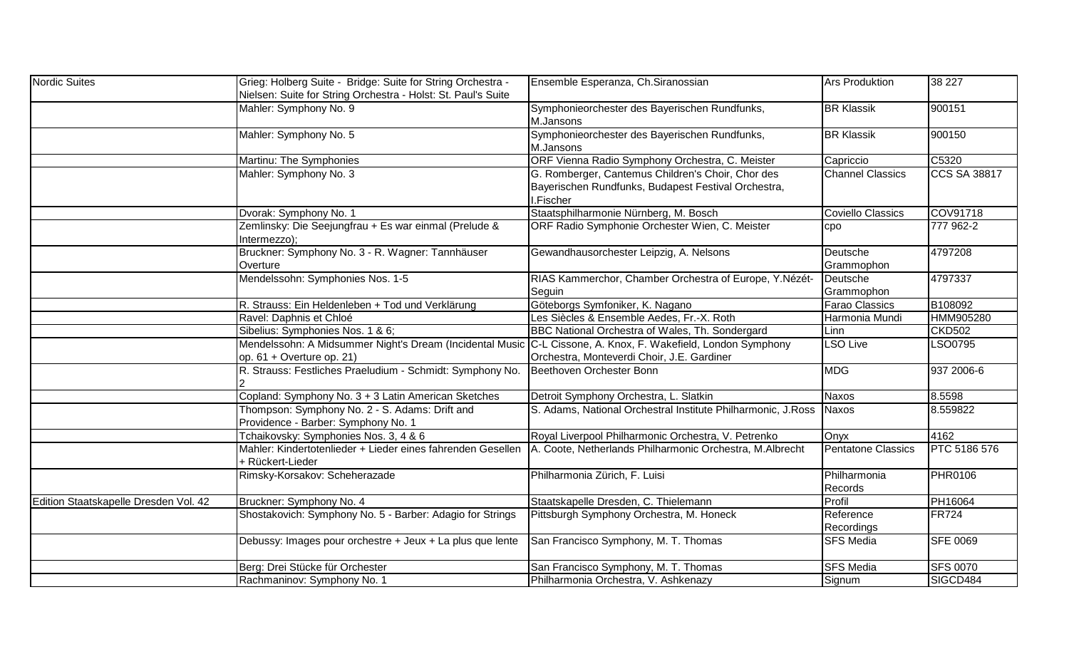| | | | | |
|---|---|---|---|---|
| Nordic Suites | Grieg: Holberg Suite - Bridge: Suite for String Orchestra - Nielsen: Suite for String Orchestra - Holst: St. Paul's Suite | Ensemble Esperanza, Ch.Siranossian | Ars Produktion | 38 227 |
| | Mahler: Symphony No. 9 | Symphonieorchester des Bayerischen Rundfunks, M.Jansons | BR Klassik | 900151 |
| | Mahler: Symphony No. 5 | Symphonieorchester des Bayerischen Rundfunks, M.Jansons | BR Klassik | 900150 |
| | Martinu: The Symphonies | ORF Vienna Radio Symphony Orchestra, C. Meister | Capriccio | C5320 |
| | Mahler: Symphony No. 3 | G. Romberger, Cantemus Children's Choir, Chor des Bayerischen Rundfunks, Budapest Festival Orchestra, I.Fischer | Channel Classics | CCS SA 38817 |
| | Dvorak: Symphony No. 1 | Staatsphilharmonie Nürnberg, M. Bosch | Coviello Classics | COV91718 |
| | Zemlinsky: Die Seejungfrau + Es war einmal (Prelude & Intermezzo); | ORF Radio Symphonie Orchester Wien, C. Meister | cpo | 777 962-2 |
| | Bruckner: Symphony No. 3 - R. Wagner: Tannhäuser Overture | Gewandhausorchester Leipzig, A. Nelsons | Deutsche Grammophon | 4797208 |
| | Mendelssohn: Symphonies Nos. 1-5 | RIAS Kammerchor, Chamber Orchestra of Europe, Y.Nézét-Seguin | Deutsche Grammophon | 4797337 |
| | R. Strauss: Ein Heldenleben + Tod und Verklärung | Göteborgs Symfoniker, K. Nagano | Farao Classics | B108092 |
| | Ravel: Daphnis et Chloé | Les Siècles & Ensemble Aedes, Fr.-X. Roth | Harmonia Mundi | HMM905280 |
| | Sibelius: Symphonies Nos. 1 & 6; | BBC National Orchestra of Wales, Th. Sondergard | Linn | CKD502 |
| | Mendelssohn: A Midsummer Night's Dream (Incidental Music op. 61 + Overture op. 21) | C-L Cissone, A. Knox, F. Wakefield, London Symphony Orchestra, Monteverdi Choir, J.E. Gardiner | LSO Live | LSO0795 |
| | R. Strauss: Festliches Praeludium - Schmidt: Symphony No. 2 | Beethoven Orchester Bonn | MDG | 937 2006-6 |
| | Copland: Symphony No. 3 + 3 Latin American Sketches | Detroit Symphony Orchestra, L. Slatkin | Naxos | 8.5598 |
| | Thompson: Symphony No. 2 - S. Adams: Drift and Providence - Barber: Symphony No. 1 | S. Adams, National Orchestral Institute Philharmonic, J.Ross | Naxos | 8.559822 |
| | Tchaikovsky: Symphonies Nos. 3, 4 & 6 | Royal Liverpool Philharmonic Orchestra, V. Petrenko | Onyx | 4162 |
| | Mahler: Kindertotenlieder + Lieder eines fahrenden Gesellen + Rückert-Lieder | A. Coote, Netherlands Philharmonic Orchestra, M.Albrecht | Pentatone Classics | PTC 5186 576 |
| | Rimsky-Korsakov: Scheherazade | Philharmonia Zürich, F. Luisi | Philharmonia Records | PHR0106 |
| Edition Staatskapelle Dresden Vol. 42 | Bruckner: Symphony No. 4 | Staatskapelle Dresden, C. Thielemann | Profil | PH16064 |
| | Shostakovich: Symphony No. 5 - Barber: Adagio for Strings | Pittsburgh Symphony Orchestra, M. Honeck | Reference Recordings | FR724 |
| | Debussy: Images pour orchestre + Jeux + La plus que lente | San Francisco Symphony, M. T. Thomas | SFS Media | SFE 0069 |
| | Berg: Drei Stücke für Orchester | San Francisco Symphony, M. T. Thomas | SFS Media | SFS 0070 |
| | Rachmaninov: Symphony No. 1 | Philharmonia Orchestra, V. Ashkenazy | Signum | SIGCD484 |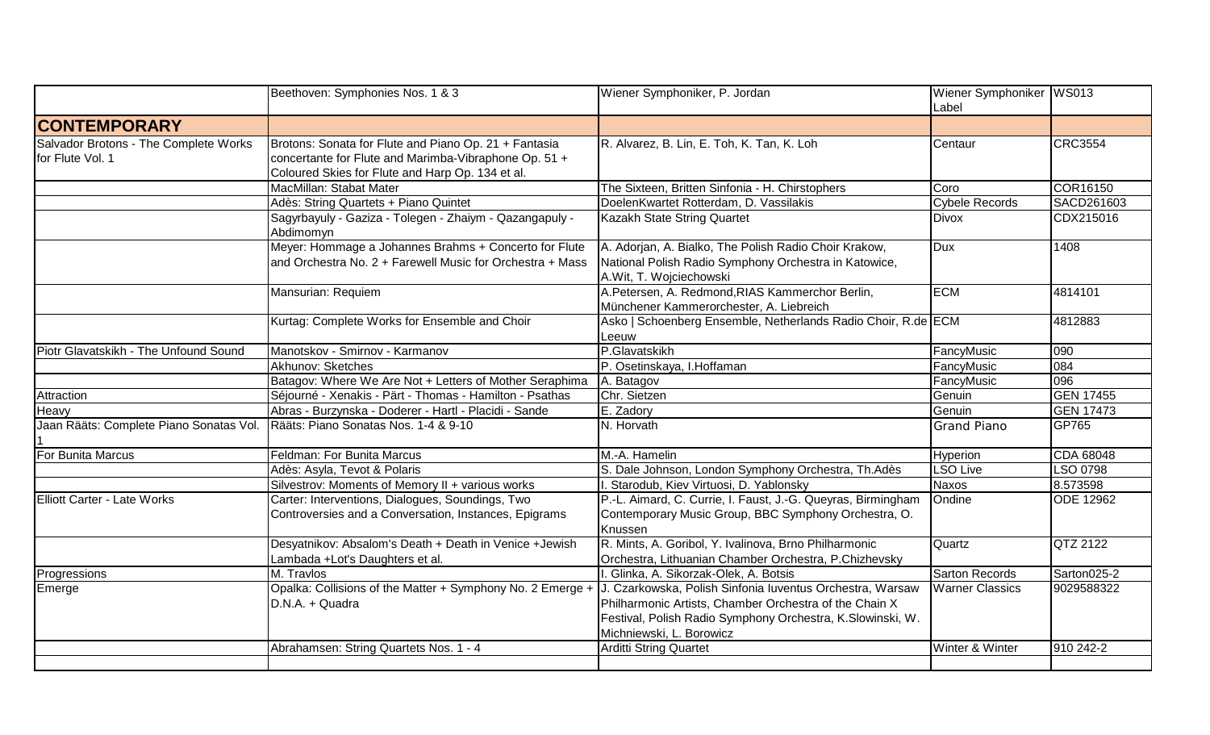| | | | | |
|---|---|---|---|---|
| | Beethoven: Symphonies Nos. 1 & 3 | Wiener Symphoniker, P. Jordan | Wiener Symphoniker Label | WS013 |
| **CONTEMPORARY** | | | | |
| Salvador Brotons - The Complete Works for Flute Vol. 1 | Brotons: Sonata for Flute and Piano Op. 21 + Fantasia concertante for Flute and Marimba-Vibraphone Op. 51 + Coloured Skies for Flute and Harp Op. 134 et al. | R. Alvarez, B. Lin, E. Toh, K. Tan, K. Loh | Centaur | CRC3554 |
| | MacMillan: Stabat Mater | The Sixteen, Britten Sinfonia - H. Chirstophers | Coro | COR16150 |
| | Adès: String Quartets + Piano Quintet | DoelenKwartet Rotterdam, D. Vassilakis | Cybele Records | SACD261603 |
| | Sagyrbayuly - Gaziza - Tolegen - Zhaiym - Qazangapuly - Abdimomyn | Kazakh State String Quartet | Divox | CDX215016 |
| | Meyer: Hommage a Johannes Brahms + Concerto for Flute and Orchestra No. 2 + Farewell Music for Orchestra + Mass | A. Adorjan, A. Bialko, The Polish Radio Choir Krakow, National Polish Radio Symphony Orchestra in Katowice, A.Wit, T. Wojciechowski | Dux | 1408 |
| | Mansurian: Requiem | A.Petersen, A. Redmond,RIAS Kammerchor Berlin, Münchener Kammerorchester, A. Liebreich | ECM | 4814101 |
| | Kurtag: Complete Works for Ensemble and Choir | Asko \| Schoenberg Ensemble, Netherlands Radio Choir, R.de Leeuw | ECM | 4812883 |
| Piotr Glavatskikh - The Unfound Sound | Manotskov - Smirnov - Karmanov | P.Glavatskikh | FancyMusic | 090 |
| | Akhunov: Sketches | P. Osetinskaya, I.Hoffaman | FancyMusic | 084 |
| | Batagov: Where We Are Not + Letters of Mother Seraphima | A. Batagov | FancyMusic | 096 |
| Attraction | Séjourné - Xenakis - Pärt - Thomas - Hamilton - Psathas | Chr. Sietzen | Genuin | GEN 17455 |
| Heavy | Abras - Burzynska - Doderer - Hartl - Placidi - Sande | E. Zadory | Genuin | GEN 17473 |
| Jaan Rääts: Complete Piano Sonatas Vol. 1 | Rääts: Piano Sonatas Nos. 1-4 & 9-10 | N. Horvath | Grand Piano | GP765 |
| For Bunita Marcus | Feldman: For Bunita Marcus | M.-A. Hamelin | Hyperion | CDA 68048 |
| | Adès: Asyla, Tevot & Polaris | S. Dale Johnson, London Symphony Orchestra, Th.Adès | LSO Live | LSO 0798 |
| | Silvestrov: Moments of Memory II + various works | I. Starodub, Kiev Virtuosi, D. Yablonsky | Naxos | 8.573598 |
| Elliott Carter - Late Works | Carter: Interventions, Dialogues, Soundings, Two Controversies and a Conversation, Instances, Epigrams | P.-L. Aimard, C. Currie, I. Faust, J.-G. Queyras, Birmingham Contemporary Music Group, BBC Symphony Orchestra, O. Knussen | Ondine | ODE 12962 |
| | Desyatnikov: Absalom's Death + Death in Venice +Jewish Lambada +Lot's Daughters et al. | R. Mints, A. Goribol, Y. Ivalinova, Brno Philharmonic Orchestra, Lithuanian Chamber Orchestra, P.Chizhevsky | Quartz | QTZ 2122 |
| Progressions | M. Travlos | I. Glinka, A. Sikorzak-Olek, A. Botsis | Sarton Records | Sarton025-2 |
| Emerge | Opalka: Collisions of the Matter + Symphony No. 2 Emerge + D.N.A. + Quadra | J. Czarkowska, Polish Sinfonia Iuventus Orchestra, Warsaw Philharmonic Artists, Chamber Orchestra of the Chain X Festival, Polish Radio Symphony Orchestra, K.Slowinski, W. Michniewski, L. Borowicz | Warner Classics | 9029588322 |
| | Abrahamsen: String Quartets Nos. 1 - 4 | Arditti String Quartet | Winter & Winter | 910 242-2 |
| | | | | |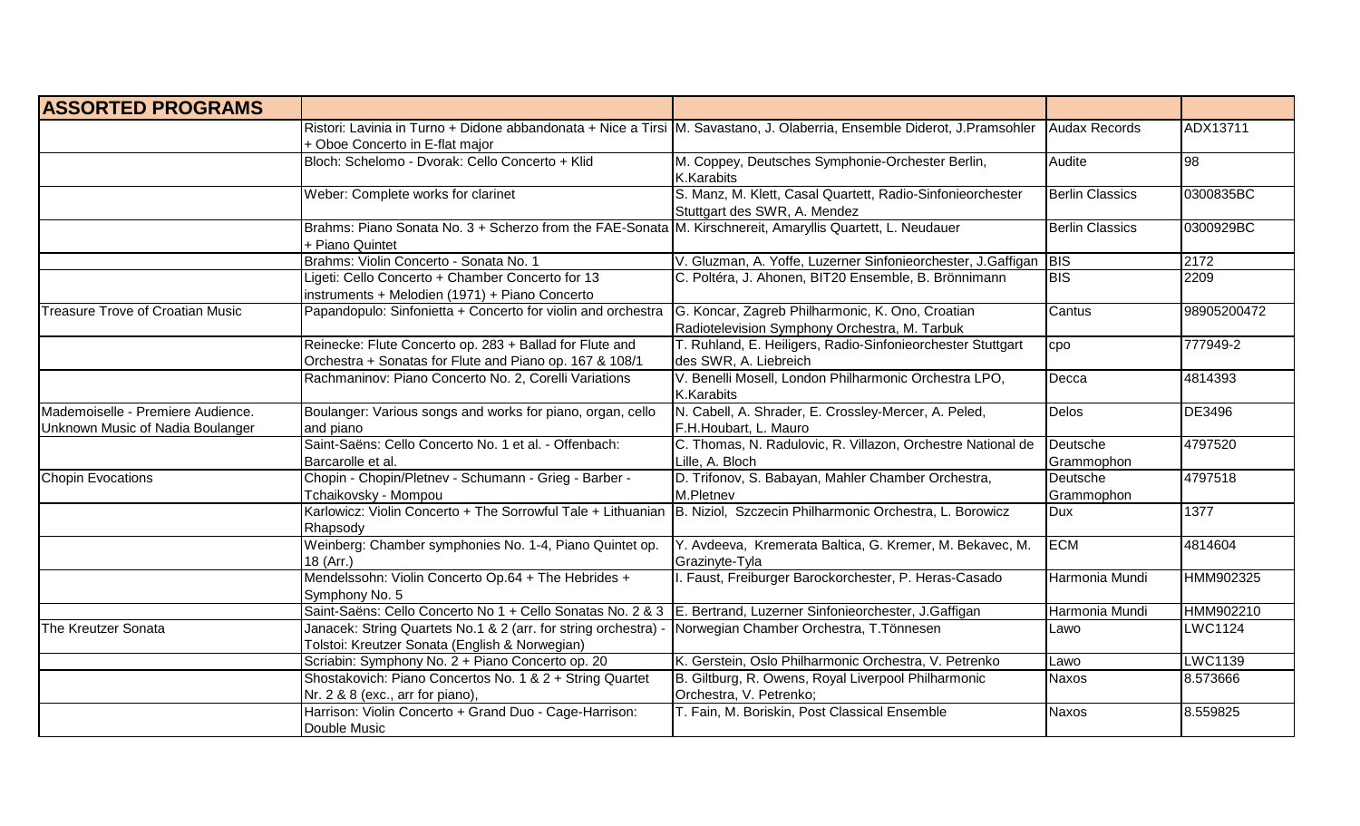| ASSORTED PROGRAMS | | | | |
|---|---|---|---|---|
| | Ristori: Lavinia in Turno + Didone abbandonata + Nice a Tirsi + Oboe Concerto in E-flat major | M. Savastano, J. Olaberria, Ensemble Diderot, J.Pramsohler | Audax Records | ADX13711 |
| | Bloch: Schelomo - Dvorak: Cello Concerto + Klid | M. Coppey, Deutsches Symphonie-Orchester Berlin, K.Karabits | Audite | 98 |
| | Weber: Complete works for clarinet | S. Manz, M. Klett, Casal Quartett, Radio-Sinfonieorchester Stuttgart des SWR, A. Mendez | Berlin Classics | 0300835BC |
| | Brahms: Piano Sonata No. 3 + Scherzo from the FAE-Sonata + Piano Quintet | M. Kirschnereit, Amaryllis Quartett, L. Neudauer | Berlin Classics | 0300929BC |
| | Brahms: Violin Concerto - Sonata No. 1 | V. Gluzman, A. Yoffe, Luzerner Sinfonieorchester, J.Gaffigan | BIS | 2172 |
| | Ligeti: Cello Concerto + Chamber Concerto for 13 instruments + Melodien (1971) + Piano Concerto | C. Poltéra, J. Ahonen, BIT20 Ensemble, B. Brönnimann | BIS | 2209 |
| Treasure Trove of Croatian Music | Papandopulo: Sinfonietta + Concerto for violin and orchestra | G. Koncar, Zagreb Philharmonic, K. Ono, Croatian Radiotelevision Symphony Orchestra, M. Tarbuk | Cantus | 98905200472 |
| | Reinecke: Flute Concerto op. 283 + Ballad for Flute and Orchestra + Sonatas for Flute and Piano op. 167 & 108/1 | T. Ruhland, E. Heiligers, Radio-Sinfonieorchester Stuttgart des SWR, A. Liebreich | cpo | 777949-2 |
| | Rachmaninov: Piano Concerto No. 2, Corelli Variations | V. Benelli Mosell, London Philharmonic Orchestra LPO, K.Karabits | Decca | 4814393 |
| Mademoiselle - Premiere Audience. Unknown Music of Nadia Boulanger | Boulanger: Various songs and works for piano, organ, cello and piano | N. Cabell, A. Shrader, E. Crossley-Mercer, A. Peled, F.H.Houbart, L. Mauro | Delos | DE3496 |
| | Saint-Saëns: Cello Concerto No. 1 et al. - Offenbach: Barcarolle et al. | C. Thomas, N. Radulovic, R. Villazon, Orchestre National de Lille, A. Bloch | Deutsche Grammophon | 4797520 |
| Chopin Evocations | Chopin - Chopin/Pletnev - Schumann - Grieg - Barber - Tchaikovsky - Mompou | D. Trifonov, S. Babayan, Mahler Chamber Orchestra, M.Pletnev | Deutsche Grammophon | 4797518 |
| | Karlowicz: Violin Concerto + The Sorrowful Tale + Lithuanian Rhapsody | B. Niziol, Szczecin Philharmonic Orchestra, L. Borowicz | Dux | 1377 |
| | Weinberg: Chamber symphonies No. 1-4, Piano Quintet op. 18 (Arr.) | Y. Avdeeva, Kremerata Baltica, G. Kremer, M. Bekavec, M. Grazinyte-Tyla | ECM | 4814604 |
| | Mendelssohn: Violin Concerto Op.64 + The Hebrides + Symphony No. 5 | I. Faust, Freiburger Barockorchester, P. Heras-Casado | Harmonia Mundi | HMM902325 |
| | Saint-Saëns: Cello Concerto No 1 + Cello Sonatas No. 2 & 3 | E. Bertrand, Luzerner Sinfonieorchester, J.Gaffigan | Harmonia Mundi | HMM902210 |
| The Kreutzer Sonata | Janacek: String Quartets No.1 & 2 (arr. for string orchestra) - Tolstoi: Kreutzer Sonata (English & Norwegian) | Norwegian Chamber Orchestra, T.Tönnesen | Lawo | LWC1124 |
| | Scriabin: Symphony No. 2 + Piano Concerto op. 20 | K. Gerstein, Oslo Philharmonic Orchestra, V. Petrenko | Lawo | LWC1139 |
| | Shostakovich: Piano Concertos No. 1 & 2 + String Quartet Nr. 2 & 8 (exc., arr for piano), | B. Giltburg, R. Owens, Royal Liverpool Philharmonic Orchestra, V. Petrenko; | Naxos | 8.573666 |
| | Harrison: Violin Concerto + Grand Duo - Cage-Harrison: Double Music | T. Fain, M. Boriskin, Post Classical Ensemble | Naxos | 8.559825 |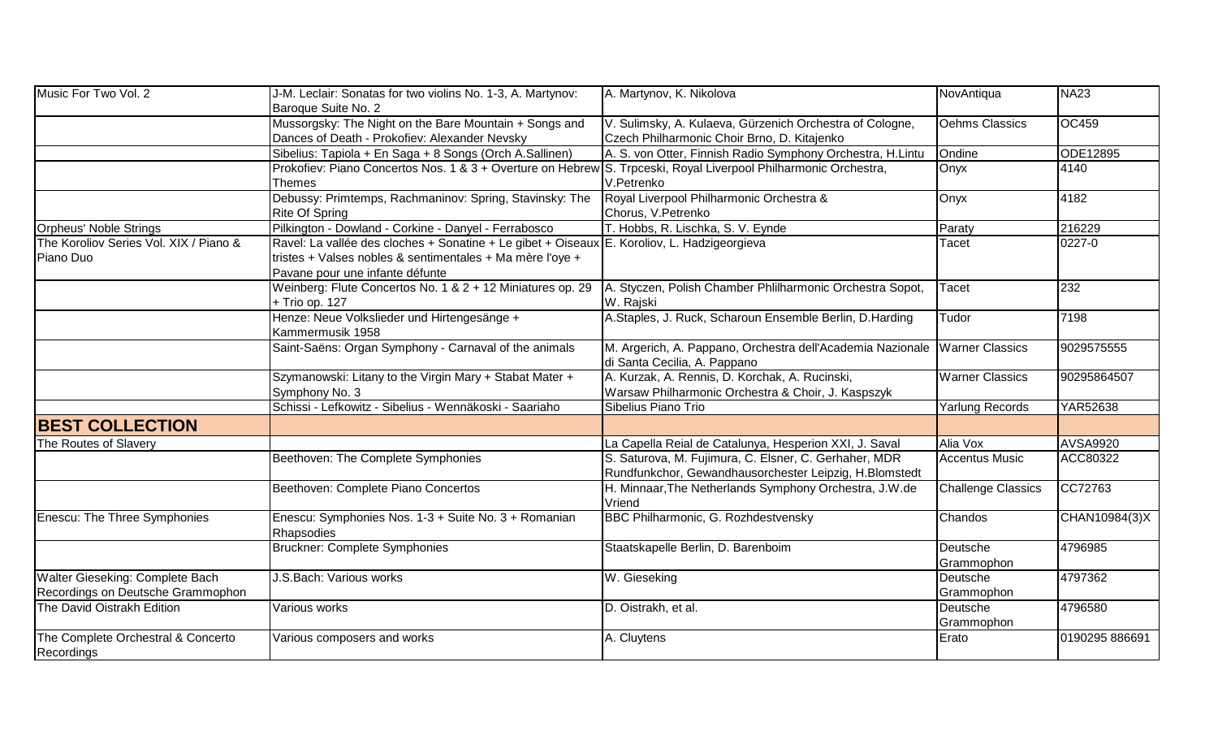| | | | | |
|---|---|---|---|---|
| Music For Two Vol. 2 | J-M. Leclair: Sonatas for two violins No. 1-3, A. Martynov: Baroque Suite No. 2 | A. Martynov, K. Nikolova | NovAntiqua | NA23 |
| | Mussorgsky: The Night on the Bare Mountain + Songs and Dances of Death - Prokofiev: Alexander Nevsky | V. Sulimsky, A. Kulaeva, Gürzenich Orchestra of Cologne, Czech Philharmonic Choir Brno, D. Kitajenko | Oehms Classics | OC459 |
| | Sibelius: Tapiola + En Saga + 8 Songs (Orch A.Sallinen) | A. S. von Otter, Finnish Radio Symphony Orchestra, H.Lintu | Ondine | ODE12895 |
| | Prokofiev: Piano Concertos Nos. 1 & 3 + Overture on Hebrew Themes | S. Trpceski, Royal Liverpool Philharmonic Orchestra, V.Petrenko | Onyx | 4140 |
| | Debussy: Primtemps, Rachmaninov: Spring, Stavinsky: The Rite Of Spring | Royal Liverpool Philharmonic Orchestra & Chorus, V.Petrenko | Onyx | 4182 |
| Orpheus' Noble Strings | Pilkington - Dowland - Corkine - Danyel - Ferrabosco | T. Hobbs, R. Lischka, S. V. Eynde | Paraty | 216229 |
| The Koroliov Series Vol. XIX / Piano & Piano Duo | Ravel: La vallée des cloches + Sonatine + Le gibet + Oiseaux tristes + Valses nobles & sentimentales + Ma mère l'oye + Pavane pour une infante défunte | E. Koroliov, L. Hadzigeorgieva | Tacet | 0227-0 |
| | Weinberg: Flute Concertos No. 1 & 2 + 12 Miniatures op. 29 + Trio op. 127 | A. Styczen, Polish Chamber Phlilharmonic Orchestra Sopot, W. Rajski | Tacet | 232 |
| | Henze: Neue Volkslieder und Hirtengesänge + Kammermusik 1958 | A.Staples, J. Ruck, Scharoun Ensemble Berlin, D.Harding | Tudor | 7198 |
| | Saint-Saëns: Organ Symphony - Carnaval of the animals | M. Argerich, A. Pappano, Orchestra dell'Academia Nazionale di Santa Cecilia, A. Pappano | Warner Classics | 9029575555 |
| | Szymanowski: Litany to the Virgin Mary + Stabat Mater + Symphony No. 3 | A. Kurzak, A. Rennis, D. Korchak, A. Rucinski, Warsaw Philharmonic Orchestra & Choir, J. Kaspszyk | Warner Classics | 90295864507 |
| | Schissi - Lefkowitz - Sibelius - Wennäkoski - Saariaho | Sibelius Piano Trio | Yarlung Records | YAR52638 |
| **BEST COLLECTION** | | | | |
| The Routes of Slavery | | La Capella Reial de Catalunya, Hesperion XXI, J. Saval | Alia Vox | AVSA9920 |
| | Beethoven: The Complete Symphonies | S. Saturova, M. Fujimura, C. Elsner, C. Gerhaher, MDR Rundfunkchor, Gewandhausorchester Leipzig, H.Blomstedt | Accentus Music | ACC80322 |
| | Beethoven: Complete Piano Concertos | H. Minnaar,The Netherlands Symphony Orchestra, J.W.de Vriend | Challenge Classics | CC72763 |
| Enescu: The Three Symphonies | Enescu: Symphonies Nos. 1-3 + Suite No. 3 + Romanian Rhapsodies | BBC Philharmonic, G. Rozhdestvensky | Chandos | CHAN10984(3)X |
| | Bruckner: Complete Symphonies | Staatskapelle Berlin, D. Barenboim | Deutsche Grammophon | 4796985 |
| Walter Gieseking: Complete Bach Recordings on Deutsche Grammophon | J.S.Bach: Various works | W. Gieseking | Deutsche Grammophon | 4797362 |
| The David Oistrakh Edition | Various works | D. Oistrakh, et al. | Deutsche Grammophon | 4796580 |
| The Complete Orchestral & Concerto Recordings | Various composers and works | A. Cluytens | Erato | 0190295 886691 |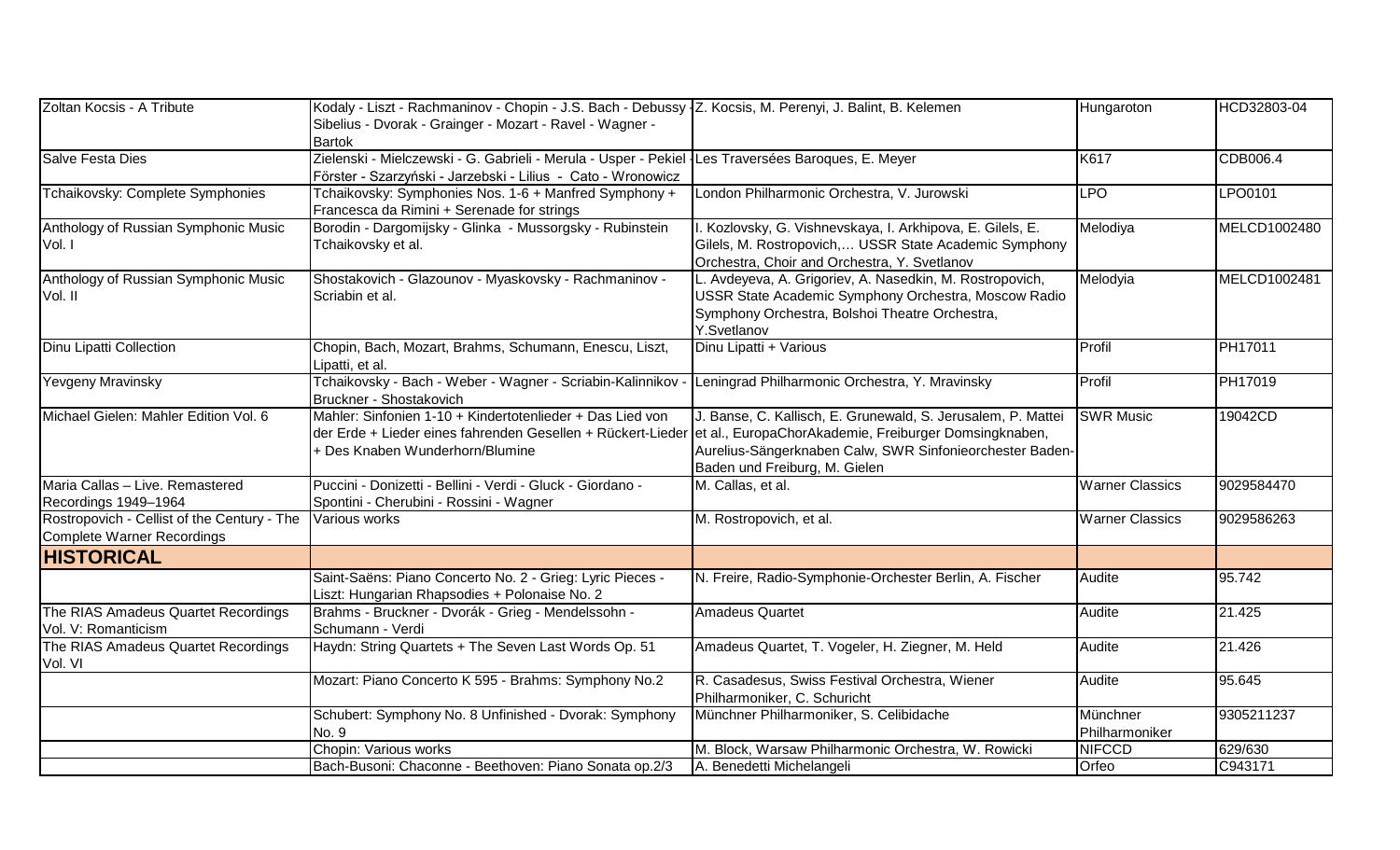| | | | | |
|---|---|---|---|---|
| Zoltan Kocsis - A Tribute | Kodaly - Liszt - Rachmaninov - Chopin - J.S. Bach - Debussy - Sibelius - Dvorak - Grainger - Mozart - Ravel - Wagner - Bartok | Z. Kocsis, M. Perenyi, J. Balint, B. Kelemen | Hungaroton | HCD32803-04 |
| Salve Festa Dies | Zielenski - Mielczewski - G. Gabrieli - Merula - Usper - Pekiel - Förster - Szarzyński - Jarzebski - Lilius - Cato - Wronowicz | Les Traversées Baroques, E. Meyer | K617 | CDB006.4 |
| Tchaikovsky: Complete Symphonies | Tchaikovsky: Symphonies Nos. 1-6 + Manfred Symphony + Francesca da Rimini + Serenade for strings | London Philharmonic Orchestra, V. Jurowski | LPO | LPO0101 |
| Anthology of Russian Symphonic Music Vol. I | Borodin - Dargomijsky - Glinka - Mussorgsky - Rubinstein Tchaikovsky et al. | I. Kozlovsky, G. Vishnevskaya, I. Arkhipova, E. Gilels, E. Gilels, M. Rostropovich,… USSR State Academic Symphony Orchestra, Choir and Orchestra, Y. Svetlanov | Melodiya | MELCD1002480 |
| Anthology of Russian Symphonic Music Vol. II | Shostakovich - Glazounov - Myaskovsky - Rachmaninov - Scriabin et al. | L. Avdeyeva, A. Grigoriev, A. Nasedkin, M. Rostropovich, USSR State Academic Symphony Orchestra, Moscow Radio Symphony Orchestra, Bolshoi Theatre Orchestra, Y.Svetlanov | Melodyia | MELCD1002481 |
| Dinu Lipatti Collection | Chopin, Bach, Mozart, Brahms, Schumann, Enescu, Liszt, Lipatti, et al. | Dinu Lipatti + Various | Profil | PH17011 |
| Yevgeny Mravinsky | Tchaikovsky - Bach - Weber - Wagner - Scriabin-Kalinnikov - Bruckner - Shostakovich | Leningrad Philharmonic Orchestra, Y. Mravinsky | Profil | PH17019 |
| Michael Gielen: Mahler Edition Vol. 6 | Mahler: Sinfonien 1-10 + Kindertotenlieder + Das Lied von der Erde + Lieder eines fahrenden Gesellen + Rückert-Lieder + Des Knaben Wunderhorn/Blumine | J. Banse, C. Kallisch, E. Grunewald, S. Jerusalem, P. Mattei et al., EuropaChorAkademie, Freiburger Domsingknaben, Aurelius-Sängerknaben Calw, SWR Sinfonieorchester Baden-Baden und Freiburg, M. Gielen | SWR Music | 19042CD |
| Maria Callas – Live. Remastered Recordings 1949–1964 | Puccini - Donizetti - Bellini - Verdi - Gluck - Giordano - Spontini - Cherubini - Rossini - Wagner | M. Callas, et al. | Warner Classics | 9029584470 |
| Rostropovich - Cellist of the Century - The Complete Warner Recordings | Various works | M. Rostropovich, et al. | Warner Classics | 9029586263 |
| **HISTORICAL** | | | | |
| | Saint-Saëns: Piano Concerto No. 2 - Grieg: Lyric Pieces - Liszt: Hungarian Rhapsodies + Polonaise No. 2 | N. Freire, Radio-Symphonie-Orchester Berlin, A. Fischer | Audite | 95.742 |
| The RIAS Amadeus Quartet Recordings Vol. V: Romanticism | Brahms - Bruckner - Dvorák - Grieg - Mendelssohn - Schumann - Verdi | Amadeus Quartet | Audite | 21.425 |
| The RIAS Amadeus Quartet Recordings Vol. VI | Haydn: String Quartets + The Seven Last Words Op. 51 | Amadeus Quartet, T. Vogeler, H. Ziegner, M. Held | Audite | 21.426 |
| | Mozart: Piano Concerto K 595 - Brahms: Symphony No.2 | R. Casadesus, Swiss Festival Orchestra, Wiener Philharmoniker, C. Schuricht | Audite | 95.645 |
| | Schubert: Symphony No. 8 Unfinished - Dvorak: Symphony No. 9 | Münchner Philharmoniker, S. Celibidache | Münchner Philharmoniker | 9305211237 |
| | Chopin: Various works | M. Block, Warsaw Philharmonic Orchestra, W. Rowicki | NIFCCD | 629/630 |
| | Bach-Busoni: Chaconne - Beethoven: Piano Sonata op.2/3 | A. Benedetti Michelangeli | Orfeo | C943171 |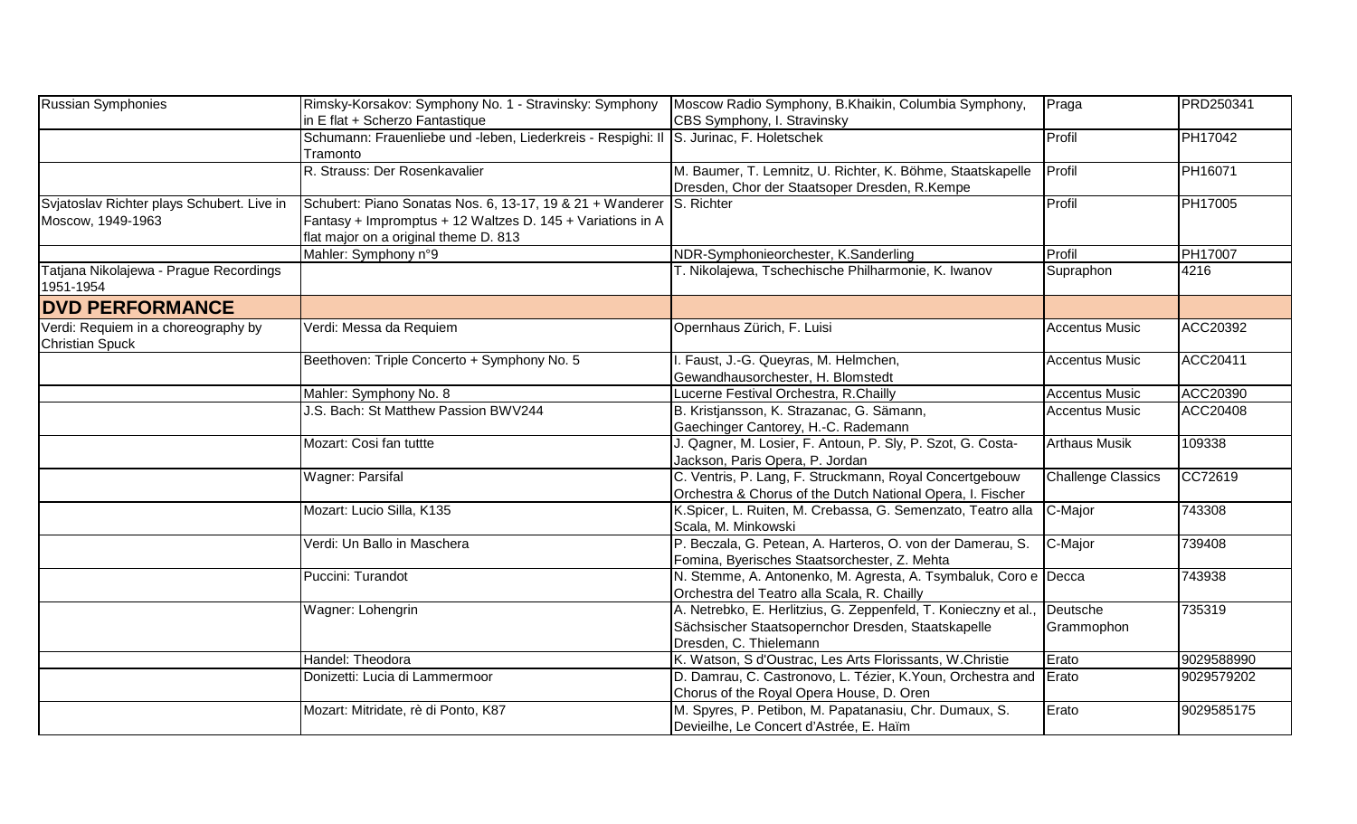| | | | | |
|---|---|---|---|---|
| Russian Symphonies | Rimsky-Korsakov: Symphony No. 1 - Stravinsky: Symphony in E flat + Scherzo Fantastique | Moscow Radio Symphony, B.Khaikin, Columbia Symphony, CBS Symphony, I. Stravinsky | Praga | PRD250341 |
| | Schumann: Frauenliebe und -leben, Liederkreis - Respighi: Il Tramonto | S. Jurinac, F. Holetschek | Profil | PH17042 |
| | R. Strauss: Der Rosenkavalier | M. Baumer, T. Lemnitz, U. Richter, K. Böhme, Staatskapelle Dresden, Chor der Staatsoper Dresden, R.Kempe | Profil | PH16071 |
| Svjatoslav Richter plays Schubert. Live in Moscow, 1949-1963 | Schubert: Piano Sonatas Nos. 6, 13-17, 19 & 21 + Wanderer Fantasy + Impromptus + 12 Waltzes D. 145 + Variations in A flat major on a original theme D. 813 | S. Richter | Profil | PH17005 |
| | Mahler: Symphony n°9 | NDR-Symphonieorchester, K.Sanderling | Profil | PH17007 |
| Tatjana Nikolajewa - Prague Recordings 1951-1954 | | T. Nikolajewa, Tschechische Philharmonie, K. Iwanov | Supraphon | 4216 |
| **DVD PERFORMANCE** | | | | |
| Verdi: Requiem in a choreography by Christian Spuck | Verdi: Messa da Requiem | Opernhaus Zürich, F. Luisi | Accentus Music | ACC20392 |
| | Beethoven: Triple Concerto + Symphony No. 5 | I. Faust, J.-G. Queyras, M. Helmchen, Gewandhausorchester, H. Blomstedt | Accentus Music | ACC20411 |
| | Mahler: Symphony No. 8 | Lucerne Festival Orchestra, R.Chailly | Accentus Music | ACC20390 |
| | J.S. Bach: St Matthew Passion BWV244 | B. Kristjansson, K. Strazanac, G. Sämann, Gaechinger Cantorey, H.-C. Rademann | Accentus Music | ACC20408 |
| | Mozart: Cosi fan tuttte | J. Qagner, M. Losier, F. Antoun, P. Sly, P. Szot, G. Costa-Jackson, Paris Opera, P. Jordan | Arthaus Musik | 109338 |
| | Wagner: Parsifal | C. Ventris, P. Lang, F. Struckmann, Royal Concertgebouw Orchestra & Chorus of the Dutch National Opera, I. Fischer | Challenge Classics | CC72619 |
| | Mozart: Lucio Silla, K135 | K.Spicer, L. Ruiten, M. Crebassa, G. Semenzato, Teatro alla Scala, M. Minkowski | C-Major | 743308 |
| | Verdi: Un Ballo in Maschera | P. Beczala, G. Petean, A. Harteros, O. von der Damerau, S. Fomina, Byerisches Staatsorchester, Z. Mehta | C-Major | 739408 |
| | Puccini: Turandot | N. Stemme, A. Antonenko, M. Agresta, A. Tsymbaluk, Coro e Orchestra del Teatro alla Scala, R. Chailly | Decca | 743938 |
| | Wagner: Lohengrin | A. Netrebko, E. Herlitzius, G. Zeppenfeld, T. Konieczny et al., Sächsischer Staatsoperncho Dresden, Staatskapelle Dresden, C. Thielemann | Deutsche Grammophon | 735319 |
| | Handel: Theodora | K. Watson, S d'Oustrac, Les Arts Florissants, W.Christie | Erato | 9029588990 |
| | Donizetti: Lucia di Lammermoor | D. Damrau, C. Castronovo, L. Tézier, K.Youn, Orchestra and Chorus of the Royal Opera House, D. Oren | Erato | 9029579202 |
| | Mozart: Mitridate, rè di Ponto, K87 | M. Spyres, P. Petibon, M. Papatanasiu, Chr. Dumaux, S. Devieilhe, Le Concert d'Astrée, E. Haïm | Erato | 9029585175 |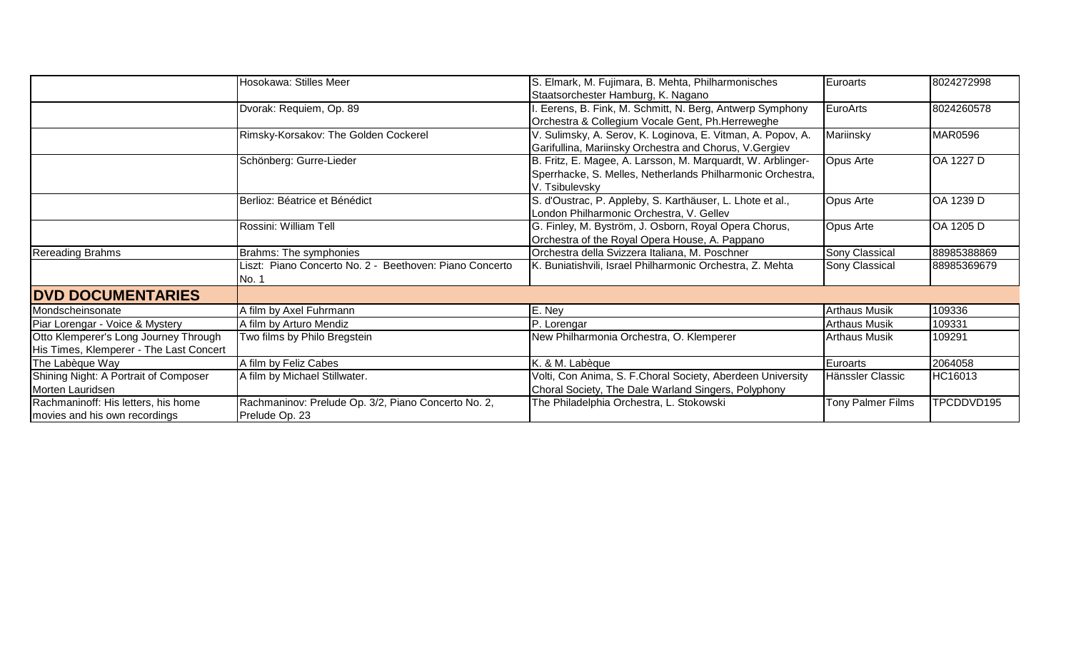| | | | | |
|---|---|---|---|---|
| | Hosokawa: Stilles Meer | S. Elmark, M. Fujimara, B. Mehta, Philharmonisches Staatsorchester Hamburg, K. Nagano | Euroarts | 8024272998 |
| | Dvorak: Requiem, Op. 89 | I. Eerens, B. Fink, M. Schmitt, N. Berg, Antwerp Symphony Orchestra & Collegium Vocale Gent, Ph.Herreweghe | EuroArts | 8024260578 |
| | Rimsky-Korsakov: The Golden Cockerel | V. Sulimsky, A. Serov, K. Loginova, E. Vitman, A. Popov, A. Garifullina, Mariinsky Orchestra and Chorus, V.Gergiev | Mariinsky | MAR0596 |
| | Schönberg: Gurre-Lieder | B. Fritz, E. Magee, A. Larsson, M. Marquardt, W. Arblinger-Sperrhacke, S. Melles, Netherlands Philharmonic Orchestra, V. Tsibulevsky | Opus Arte | OA 1227 D |
| | Berlioz: Béatrice et Bénédict | S. d'Oustrac, P. Appleby, S. Karthäuser, L. Lhote et al., London Philharmonic Orchestra, V. Gellev | Opus Arte | OA 1239 D |
| | Rossini: William Tell | G. Finley, M. Byström, J. Osborn, Royal Opera Chorus, Orchestra of the Royal Opera House, A. Pappano | Opus Arte | OA 1205 D |
| Rereading Brahms | Brahms: The symphonies | Orchestra della Svizzera Italiana, M. Poschner | Sony Classical | 88985388869 |
| | Liszt: Piano Concerto No. 2 - Beethoven: Piano Concerto No. 1 | K. Buniatishvili, Israel Philharmonic Orchestra, Z. Mehta | Sony Classical | 88985369679 |
| **DVD DOCUMENTARIES** | | | | |
| Mondscheinsonate | A film by Axel Fuhrmann | E. Ney | Arthaus Musik | 109336 |
| Piar Lorengar - Voice & Mystery | A film by Arturo Mendiz | P. Lorengar | Arthaus Musik | 109331 |
| Otto Klemperer's Long Journey Through His Times, Klemperer - The Last Concert | Two films by Philo Bregstein | New Philharmonia Orchestra, O. Klemperer | Arthaus Musik | 109291 |
| The Labèque Way | A film by Feliz Cabes | K. & M. Labèque | Euroarts | 2064058 |
| Shining Night: A Portrait of Composer Morten Lauridsen | A film by Michael Stillwater. | Volti, Con Anima, S. F.Choral Society, Aberdeen University Choral Society, The Dale Warland Singers, Polyphony | Hänssler Classic | HC16013 |
| Rachmaninoff: His letters, his home movies and his own recordings | Rachmaninov: Prelude Op. 3/2, Piano Concerto No. 2, Prelude Op. 23 | The Philadelphia Orchestra, L. Stokowski | Tony Palmer Films | TPCDDVD195 |